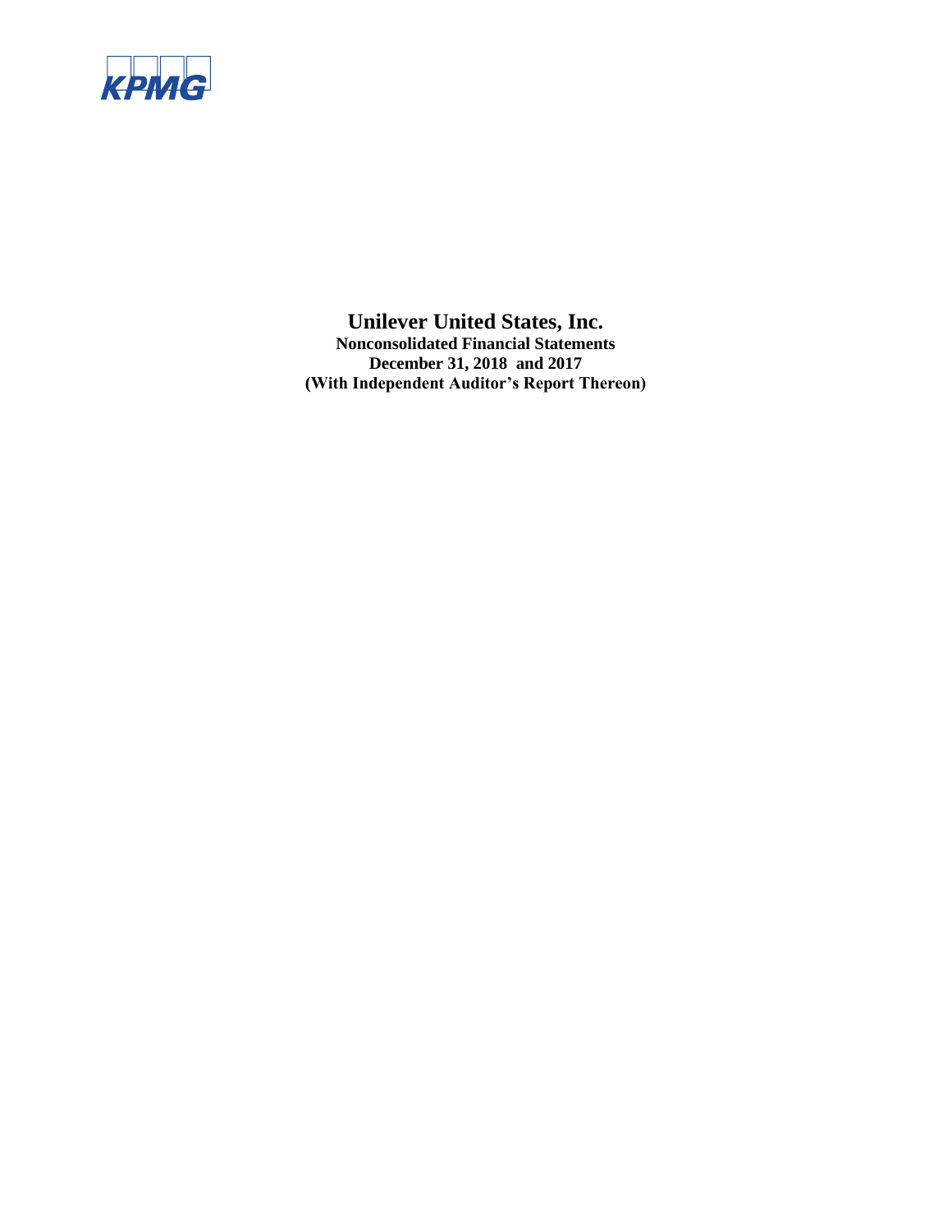KPMG

# Unilever United States, Inc.

**Nonconsolidated Financial Statements**

**December 31, 2018 and 2017**

**(With Independent Auditor's Report Thereon)**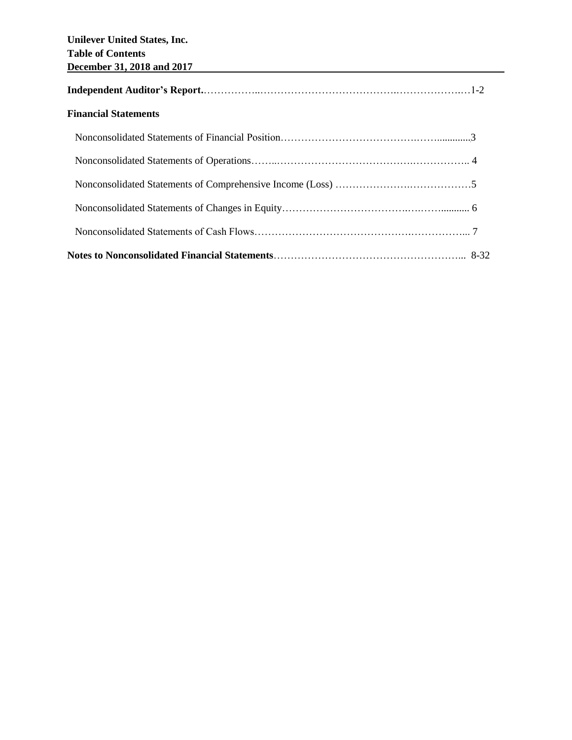**Unilever United States, Inc.**
**Table of Contents**
**December 31, 2018 and 2017**

**Independent Auditor's Report** ........................................................................................ 1-2

**Financial Statements**

Nonconsolidated Statements of Financial Position ................................................................ 3

Nonconsolidated Statements of Operations .......................................................................... 4

Nonconsolidated Statements of Comprehensive Income (Loss) ............................................ 5

Nonconsolidated Statements of Changes in Equity ............................................................... 6

Nonconsolidated Statements of Cash Flows .......................................................................... 7

**Notes to Nonconsolidated Financial Statements** ................................................................ 8-32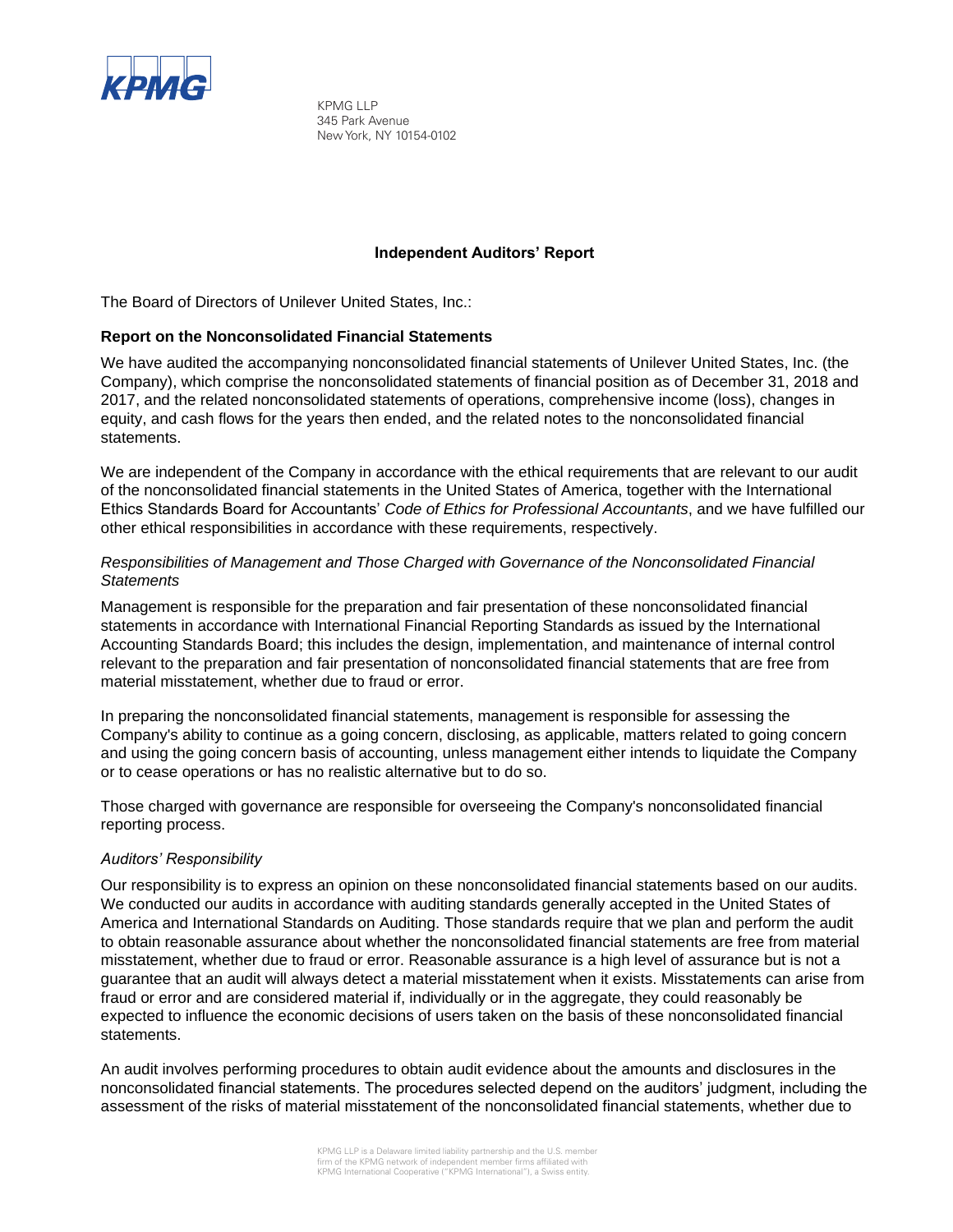KPMG LLP
345 Park Avenue
New York, NY 10154-0102

## Independent Auditors' Report

The Board of Directors of Unilever United States, Inc.:

### Report on the Nonconsolidated Financial Statements

We have audited the accompanying nonconsolidated financial statements of Unilever United States, Inc. (the Company), which comprise the nonconsolidated statements of financial position as of December 31, 2018 and 2017, and the related nonconsolidated statements of operations, comprehensive income (loss), changes in equity, and cash flows for the years then ended, and the related notes to the nonconsolidated financial statements.

We are independent of the Company in accordance with the ethical requirements that are relevant to our audit of the nonconsolidated financial statements in the United States of America, together with the International Ethics Standards Board for Accountants' *Code of Ethics for Professional Accountants*, and we have fulfilled our other ethical responsibilities in accordance with these requirements, respectively.

*Responsibilities of Management and Those Charged with Governance of the Nonconsolidated Financial Statements*

Management is responsible for the preparation and fair presentation of these nonconsolidated financial statements in accordance with International Financial Reporting Standards as issued by the International Accounting Standards Board; this includes the design, implementation, and maintenance of internal control relevant to the preparation and fair presentation of nonconsolidated financial statements that are free from material misstatement, whether due to fraud or error.

In preparing the nonconsolidated financial statements, management is responsible for assessing the Company's ability to continue as a going concern, disclosing, as applicable, matters related to going concern and using the going concern basis of accounting, unless management either intends to liquidate the Company or to cease operations or has no realistic alternative but to do so.

Those charged with governance are responsible for overseeing the Company's nonconsolidated financial reporting process.

*Auditors' Responsibility*

Our responsibility is to express an opinion on these nonconsolidated financial statements based on our audits. We conducted our audits in accordance with auditing standards generally accepted in the United States of America and International Standards on Auditing. Those standards require that we plan and perform the audit to obtain reasonable assurance about whether the nonconsolidated financial statements are free from material misstatement, whether due to fraud or error. Reasonable assurance is a high level of assurance but is not a guarantee that an audit will always detect a material misstatement when it exists. Misstatements can arise from fraud or error and are considered material if, individually or in the aggregate, they could reasonably be expected to influence the economic decisions of users taken on the basis of these nonconsolidated financial statements.

An audit involves performing procedures to obtain audit evidence about the amounts and disclosures in the nonconsolidated financial statements. The procedures selected depend on the auditors' judgment, including the assessment of the risks of material misstatement of the nonconsolidated financial statements, whether due to

KPMG LLP is a Delaware limited liability partnership and the U.S. member firm of the KPMG network of independent member firms affiliated with KPMG International Cooperative ("KPMG International"), a Swiss entity.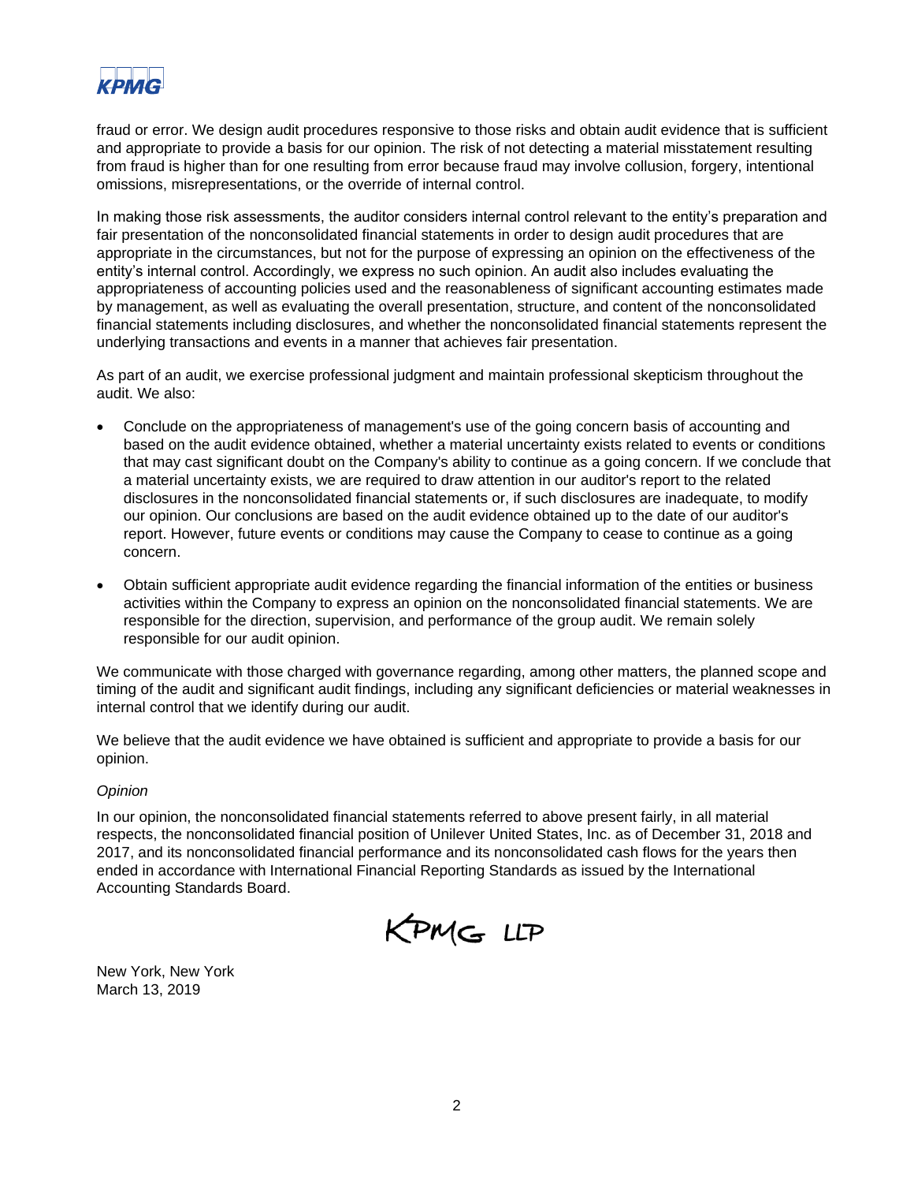fraud or error. We design audit procedures responsive to those risks and obtain audit evidence that is sufficient and appropriate to provide a basis for our opinion. The risk of not detecting a material misstatement resulting from fraud is higher than for one resulting from error because fraud may involve collusion, forgery, intentional omissions, misrepresentations, or the override of internal control.

In making those risk assessments, the auditor considers internal control relevant to the entity's preparation and fair presentation of the nonconsolidated financial statements in order to design audit procedures that are appropriate in the circumstances, but not for the purpose of expressing an opinion on the effectiveness of the entity's internal control. Accordingly, we express no such opinion. An audit also includes evaluating the appropriateness of accounting policies used and the reasonableness of significant accounting estimates made by management, as well as evaluating the overall presentation, structure, and content of the nonconsolidated financial statements including disclosures, and whether the nonconsolidated financial statements represent the underlying transactions and events in a manner that achieves fair presentation.

As part of an audit, we exercise professional judgment and maintain professional skepticism throughout the audit. We also:

- Conclude on the appropriateness of management's use of the going concern basis of accounting and based on the audit evidence obtained, whether a material uncertainty exists related to events or conditions that may cast significant doubt on the Company's ability to continue as a going concern. If we conclude that a material uncertainty exists, we are required to draw attention in our auditor's report to the related disclosures in the nonconsolidated financial statements or, if such disclosures are inadequate, to modify our opinion. Our conclusions are based on the audit evidence obtained up to the date of our auditor's report. However, future events or conditions may cause the Company to cease to continue as a going concern.
- Obtain sufficient appropriate audit evidence regarding the financial information of the entities or business activities within the Company to express an opinion on the nonconsolidated financial statements. We are responsible for the direction, supervision, and performance of the group audit. We remain solely responsible for our audit opinion.

We communicate with those charged with governance regarding, among other matters, the planned scope and timing of the audit and significant audit findings, including any significant deficiencies or material weaknesses in internal control that we identify during our audit.

We believe that the audit evidence we have obtained is sufficient and appropriate to provide a basis for our opinion.

*Opinion*

In our opinion, the nonconsolidated financial statements referred to above present fairly, in all material respects, the nonconsolidated financial position of Unilever United States, Inc. as of December 31, 2018 and 2017, and its nonconsolidated financial performance and its nonconsolidated cash flows for the years then ended in accordance with International Financial Reporting Standards as issued by the International Accounting Standards Board.

KPMG LLP

New York, New York
March 13, 2019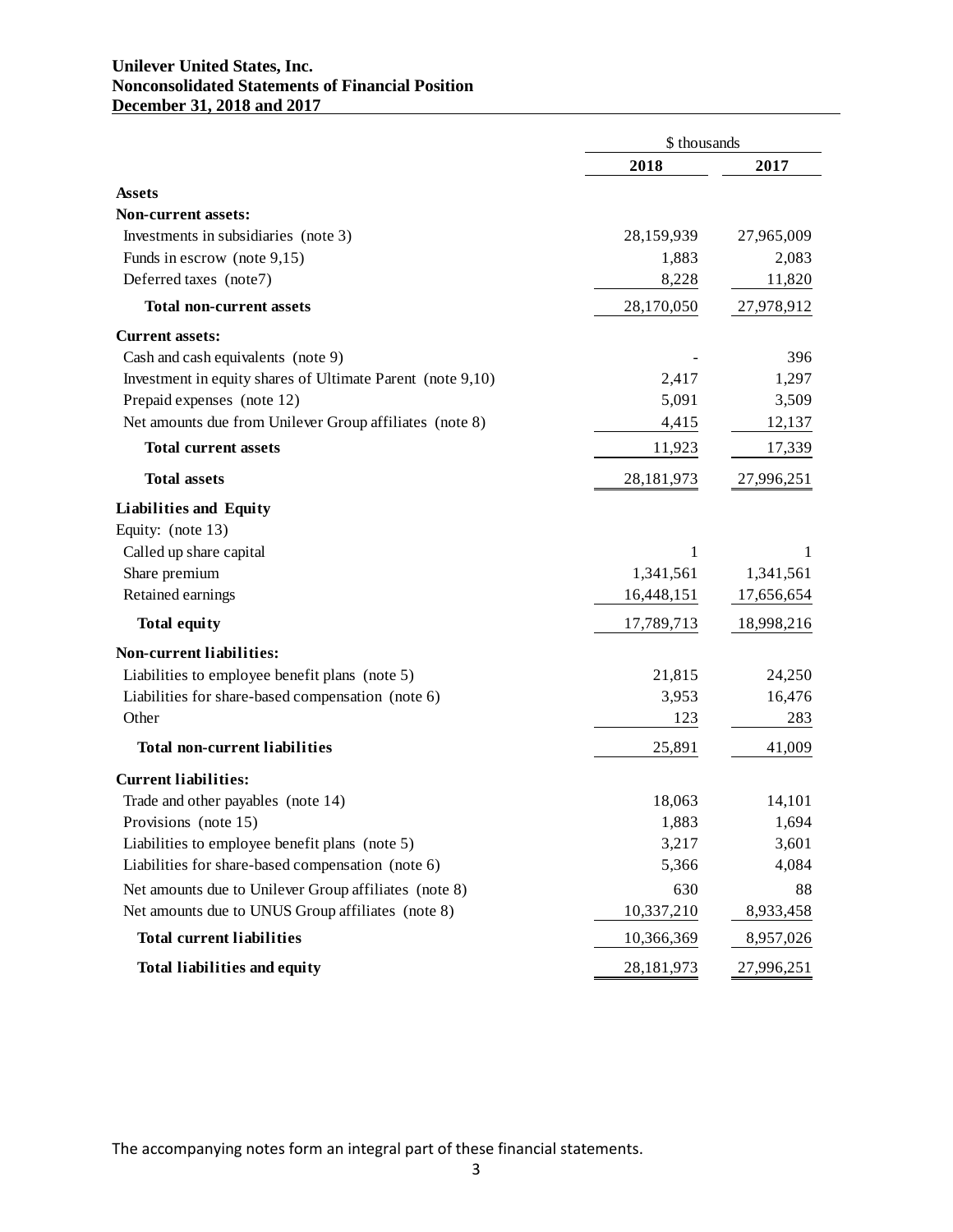**Unilever United States, Inc.**
**Nonconsolidated Statements of Financial Position**
**December 31, 2018 and 2017**

| | $ thousands | |
|---|---|---|
| | **2018** | **2017** |
| **Assets** | | |
| **Non-current assets:** | | |
| Investments in subsidiaries (note 3) | 28,159,939 | 27,965,009 |
| Funds in escrow (note 9,15) | 1,883 | 2,083 |
| Deferred taxes (note7) | 8,228 | 11,820 |
| **Total non-current assets** | 28,170,050 | 27,978,912 |
| **Current assets:** | | |
| Cash and cash equivalents (note 9) | - | 396 |
| Investment in equity shares of Ultimate Parent (note 9,10) | 2,417 | 1,297 |
| Prepaid expenses (note 12) | 5,091 | 3,509 |
| Net amounts due from Unilever Group affiliates (note 8) | 4,415 | 12,137 |
| **Total current assets** | 11,923 | 17,339 |
| **Total assets** | 28,181,973 | 27,996,251 |
| **Liabilities and Equity** | | |
| Equity: (note 13) | | |
| Called up share capital | 1 | 1 |
| Share premium | 1,341,561 | 1,341,561 |
| Retained earnings | 16,448,151 | 17,656,654 |
| **Total equity** | 17,789,713 | 18,998,216 |
| **Non-current liabilities:** | | |
| Liabilities to employee benefit plans (note 5) | 21,815 | 24,250 |
| Liabilities for share-based compensation (note 6) | 3,953 | 16,476 |
| Other | 123 | 283 |
| **Total non-current liabilities** | 25,891 | 41,009 |
| **Current liabilities:** | | |
| Trade and other payables (note 14) | 18,063 | 14,101 |
| Provisions (note 15) | 1,883 | 1,694 |
| Liabilities to employee benefit plans (note 5) | 3,217 | 3,601 |
| Liabilities for share-based compensation (note 6) | 5,366 | 4,084 |
| Net amounts due to Unilever Group affiliates (note 8) | 630 | 88 |
| Net amounts due to UNUS Group affiliates (note 8) | 10,337,210 | 8,933,458 |
| **Total current liabilities** | 10,366,369 | 8,957,026 |
| **Total liabilities and equity** | 28,181,973 | 27,996,251 |

The accompanying notes form an integral part of these financial statements.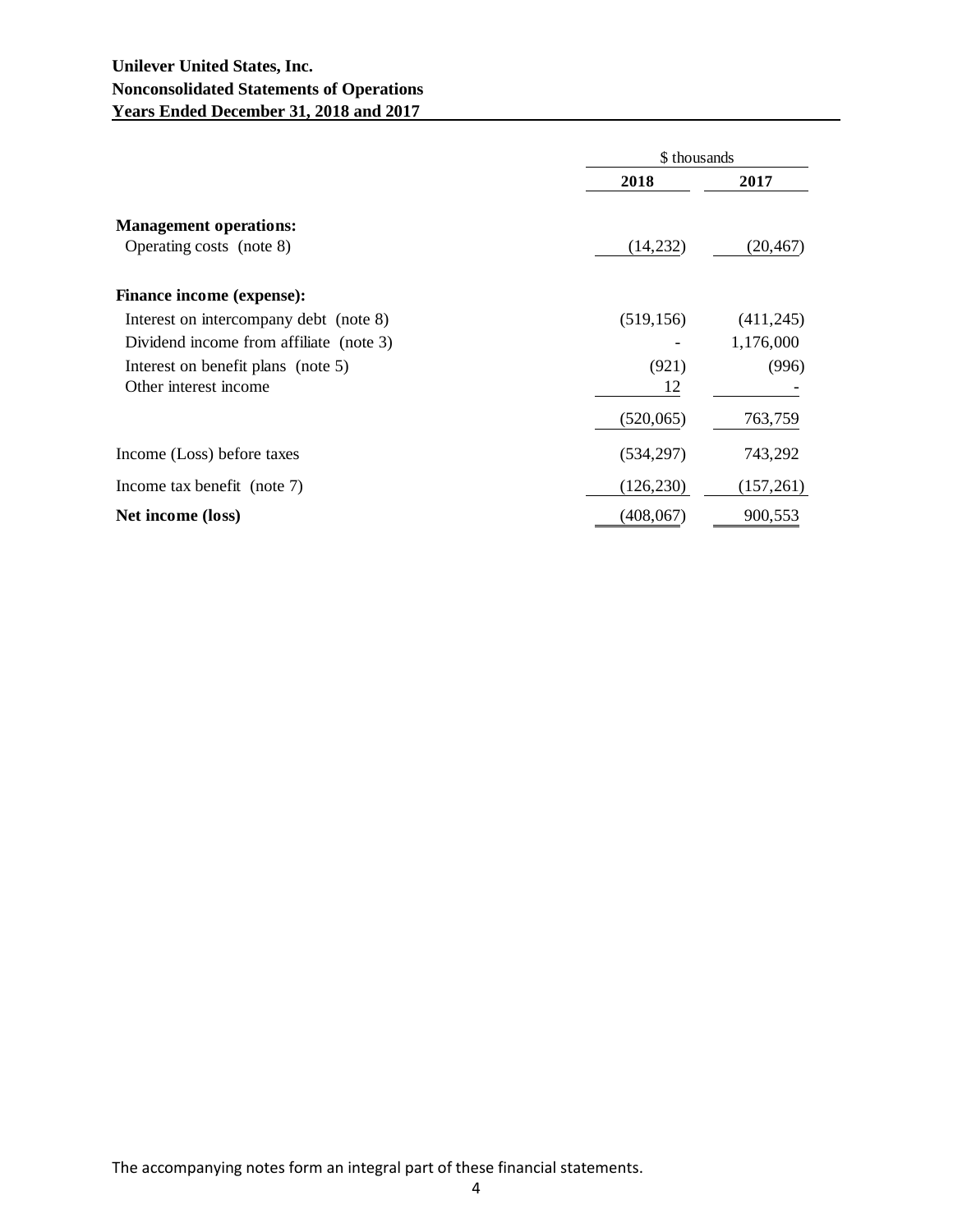**Unilever United States, Inc.**
**Nonconsolidated Statements of Operations**
**Years Ended December 31, 2018 and 2017**

| | $ thousands | |
|---|---|---|
| | **2018** | **2017** |
| **Management operations:** | | |
| Operating costs (note 8) | (14,232) | (20,467) |
| **Finance income (expense):** | | |
| Interest on intercompany debt (note 8) | (519,156) | (411,245) |
| Dividend income from affiliate (note 3) | - | 1,176,000 |
| Interest on benefit plans (note 5) | (921) | (996) |
| Other interest income | 12 | - |
| | (520,065) | 763,759 |
| Income (Loss) before taxes | (534,297) | 743,292 |
| Income tax benefit (note 7) | (126,230) | (157,261) |
| **Net income (loss)** | (408,067) | 900,553 |

The accompanying notes form an integral part of these financial statements.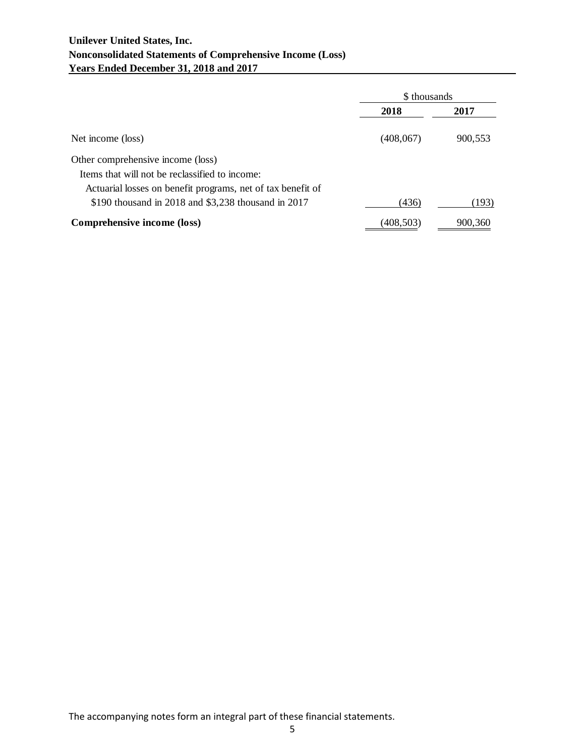**Unilever United States, Inc.**
**Nonconsolidated Statements of Comprehensive Income (Loss)**
**Years Ended December 31, 2018 and 2017**

| | $ thousands | |
|---|---|---|
| | **2018** | **2017** |
| Net income (loss) | (408,067) | 900,553 |
| Other comprehensive income (loss) | | |
| Items that will not be reclassified to income: | | |
| Actuarial losses on benefit programs, net of tax benefit of $190 thousand in 2018 and $3,238 thousand in 2017 | (436) | (193) |
| **Comprehensive income (loss)** | (408,503) | 900,360 |

The accompanying notes form an integral part of these financial statements.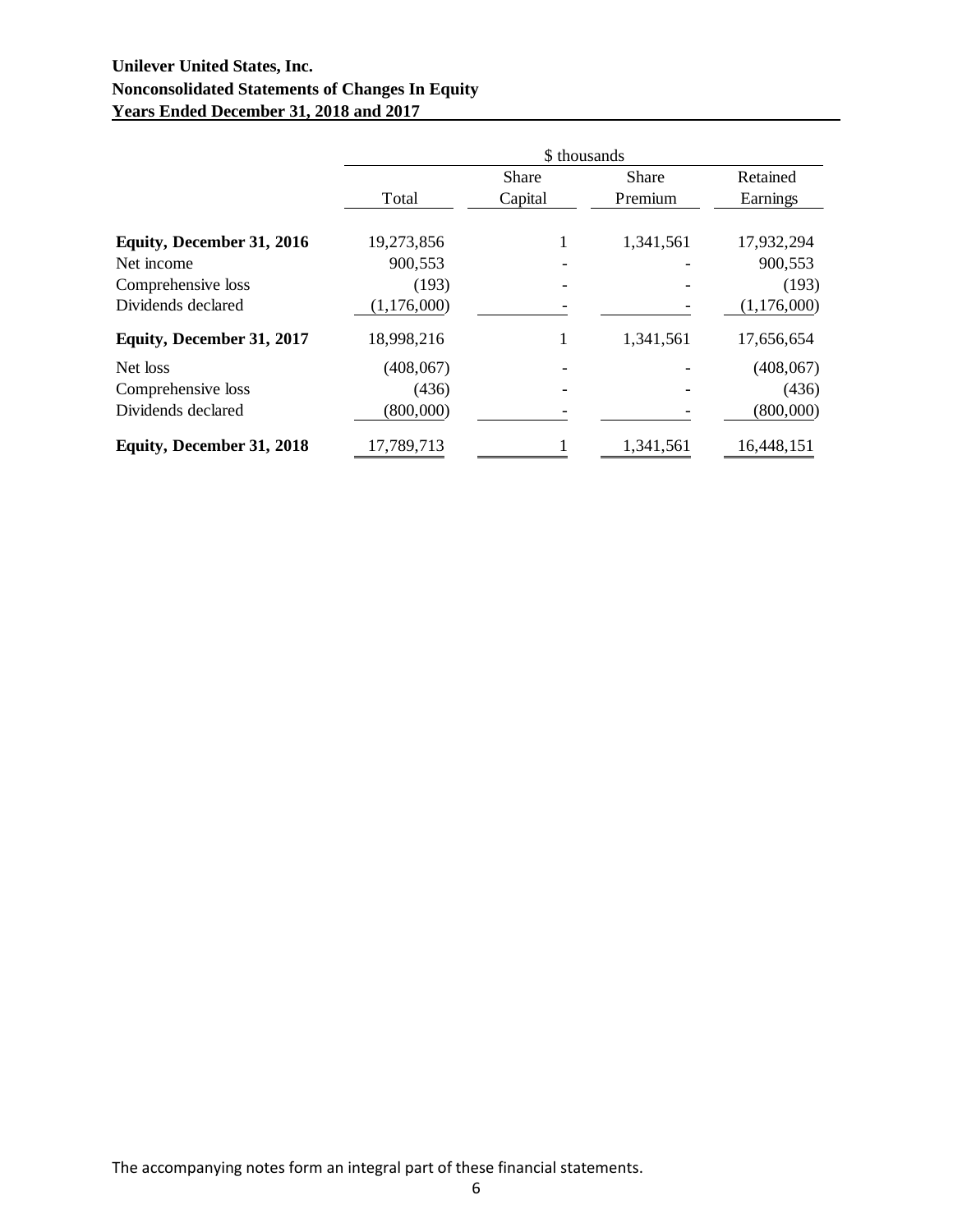**Unilever United States, Inc.**
**Nonconsolidated Statements of Changes In Equity**
**Years Ended December 31, 2018 and 2017**

| | \$ thousands | | | |
|---|---|---|---|---|
| | Total | Share Capital | Share Premium | Retained Earnings |
| **Equity, December 31, 2016** | 19,273,856 | 1 | 1,341,561 | 17,932,294 |
| Net income | 900,553 | - | - | 900,553 |
| Comprehensive loss | (193) | - | - | (193) |
| Dividends declared | (1,176,000) | - | - | (1,176,000) |
| **Equity, December 31, 2017** | 18,998,216 | 1 | 1,341,561 | 17,656,654 |
| Net loss | (408,067) | - | - | (408,067) |
| Comprehensive loss | (436) | - | - | (436) |
| Dividends declared | (800,000) | - | - | (800,000) |
| **Equity, December 31, 2018** | 17,789,713 | 1 | 1,341,561 | 16,448,151 |

The accompanying notes form an integral part of these financial statements.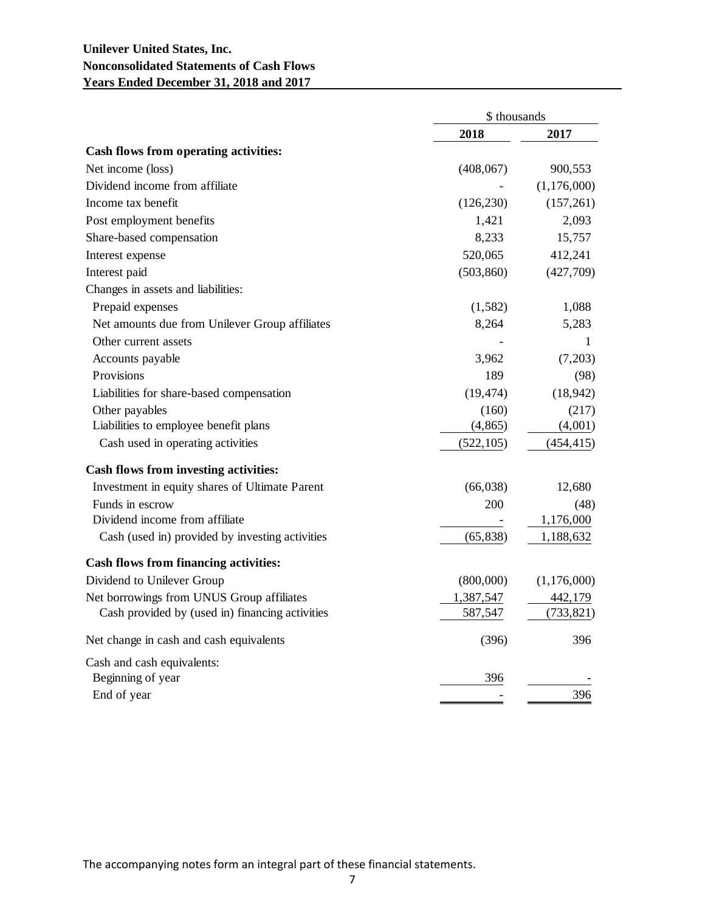**Unilever United States, Inc.**
**Nonconsolidated Statements of Cash Flows**
**Years Ended December 31, 2018 and 2017**

| | $ thousands | |
|---|---|---|
| | **2018** | **2017** |
| **Cash flows from operating activities:** | | |
| Net income (loss) | (408,067) | 900,553 |
| Dividend income from affiliate | - | (1,176,000) |
| Income tax benefit | (126,230) | (157,261) |
| Post employment benefits | 1,421 | 2,093 |
| Share-based compensation | 8,233 | 15,757 |
| Interest expense | 520,065 | 412,241 |
| Interest paid | (503,860) | (427,709) |
| Changes in assets and liabilities: | | |
| Prepaid expenses | (1,582) | 1,088 |
| Net amounts due from Unilever Group affiliates | 8,264 | 5,283 |
| Other current assets | - | 1 |
| Accounts payable | 3,962 | (7,203) |
| Provisions | 189 | (98) |
| Liabilities for share-based compensation | (19,474) | (18,942) |
| Other payables | (160) | (217) |
| Liabilities to employee benefit plans | (4,865) | (4,001) |
| Cash used in operating activities | (522,105) | (454,415) |
| **Cash flows from investing activities:** | | |
| Investment in equity shares of Ultimate Parent | (66,038) | 12,680 |
| Funds in escrow | 200 | (48) |
| Dividend income from affiliate | - | 1,176,000 |
| Cash (used in) provided by investing activities | (65,838) | 1,188,632 |
| **Cash flows from financing activities:** | | |
| Dividend to Unilever Group | (800,000) | (1,176,000) |
| Net borrowings from UNUS Group affiliates | 1,387,547 | 442,179 |
| Cash provided by (used in) financing activities | 587,547 | (733,821) |
| Net change in cash and cash equivalents | (396) | 396 |
| Cash and cash equivalents: | | |
| Beginning of year | 396 | - |
| End of year | - | 396 |

The accompanying notes form an integral part of these financial statements.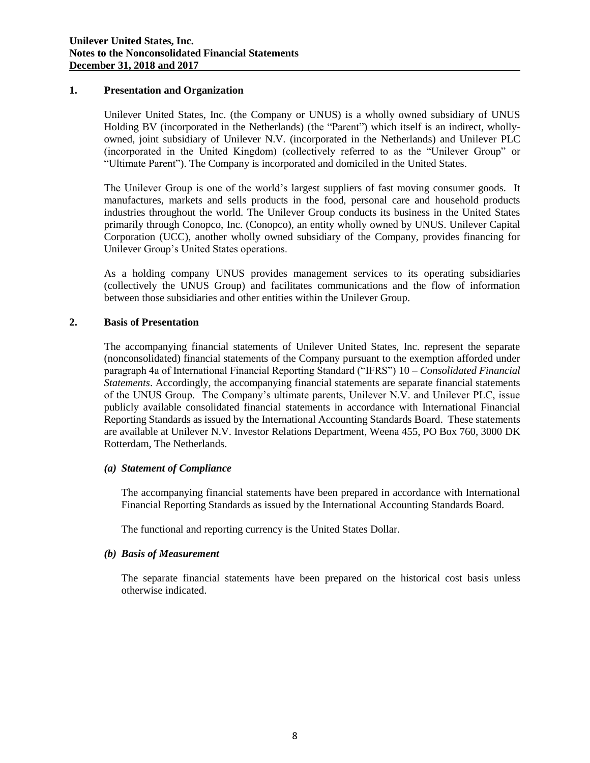## 1. Presentation and Organization

Unilever United States, Inc. (the Company or UNUS) is a wholly owned subsidiary of UNUS Holding BV (incorporated in the Netherlands) (the "Parent") which itself is an indirect, wholly-owned, joint subsidiary of Unilever N.V. (incorporated in the Netherlands) and Unilever PLC (incorporated in the United Kingdom) (collectively referred to as the "Unilever Group" or "Ultimate Parent"). The Company is incorporated and domiciled in the United States.

The Unilever Group is one of the world's largest suppliers of fast moving consumer goods. It manufactures, markets and sells products in the food, personal care and household products industries throughout the world. The Unilever Group conducts its business in the United States primarily through Conopco, Inc. (Conopco), an entity wholly owned by UNUS. Unilever Capital Corporation (UCC), another wholly owned subsidiary of the Company, provides financing for Unilever Group's United States operations.

As a holding company UNUS provides management services to its operating subsidiaries (collectively the UNUS Group) and facilitates communications and the flow of information between those subsidiaries and other entities within the Unilever Group.

## 2. Basis of Presentation

The accompanying financial statements of Unilever United States, Inc. represent the separate (nonconsolidated) financial statements of the Company pursuant to the exemption afforded under paragraph 4a of International Financial Reporting Standard ("IFRS") 10 – *Consolidated Financial Statements*. Accordingly, the accompanying financial statements are separate financial statements of the UNUS Group. The Company's ultimate parents, Unilever N.V. and Unilever PLC, issue publicly available consolidated financial statements in accordance with International Financial Reporting Standards as issued by the International Accounting Standards Board. These statements are available at Unilever N.V. Investor Relations Department, Weena 455, PO Box 760, 3000 DK Rotterdam, The Netherlands.

### *(a) Statement of Compliance*

The accompanying financial statements have been prepared in accordance with International Financial Reporting Standards as issued by the International Accounting Standards Board.

The functional and reporting currency is the United States Dollar.

### *(b) Basis of Measurement*

The separate financial statements have been prepared on the historical cost basis unless otherwise indicated.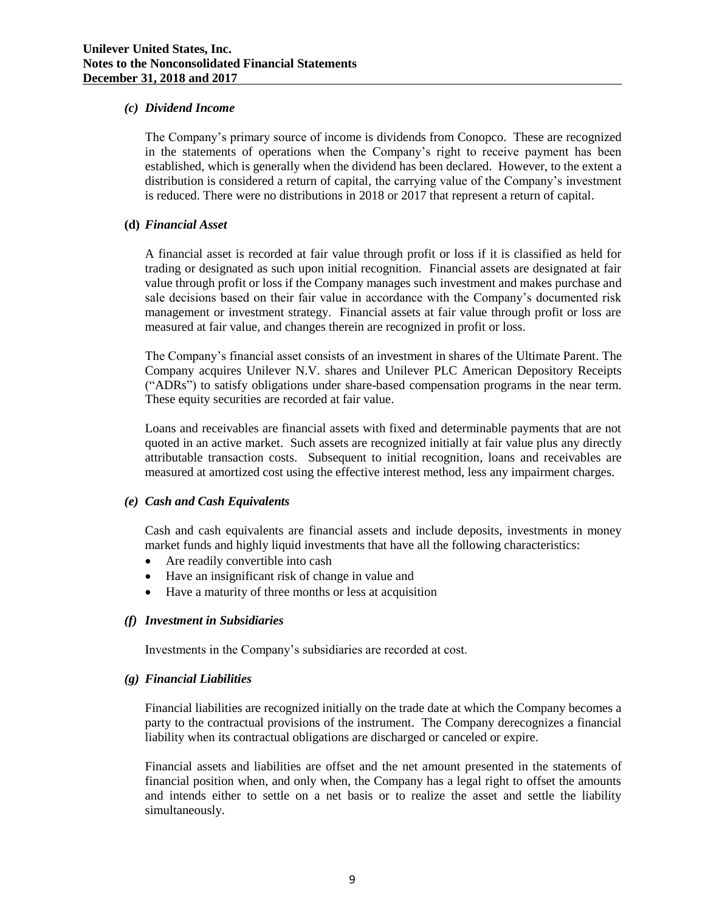### *(c) Dividend Income*

The Company's primary source of income is dividends from Conopco. These are recognized in the statements of operations when the Company's right to receive payment has been established, which is generally when the dividend has been declared. However, to the extent a distribution is considered a return of capital, the carrying value of the Company's investment is reduced. There were no distributions in 2018 or 2017 that represent a return of capital.

### **(d)** *Financial Asset*

A financial asset is recorded at fair value through profit or loss if it is classified as held for trading or designated as such upon initial recognition. Financial assets are designated at fair value through profit or loss if the Company manages such investment and makes purchase and sale decisions based on their fair value in accordance with the Company's documented risk management or investment strategy. Financial assets at fair value through profit or loss are measured at fair value, and changes therein are recognized in profit or loss.

The Company's financial asset consists of an investment in shares of the Ultimate Parent. The Company acquires Unilever N.V. shares and Unilever PLC American Depository Receipts ("ADRs") to satisfy obligations under share-based compensation programs in the near term. These equity securities are recorded at fair value.

Loans and receivables are financial assets with fixed and determinable payments that are not quoted in an active market. Such assets are recognized initially at fair value plus any directly attributable transaction costs. Subsequent to initial recognition, loans and receivables are measured at amortized cost using the effective interest method, less any impairment charges.

### *(e) Cash and Cash Equivalents*

Cash and cash equivalents are financial assets and include deposits, investments in money market funds and highly liquid investments that have all the following characteristics:

- Are readily convertible into cash
- Have an insignificant risk of change in value and
- Have a maturity of three months or less at acquisition

### *(f) Investment in Subsidiaries*

Investments in the Company's subsidiaries are recorded at cost.

### *(g) Financial Liabilities*

Financial liabilities are recognized initially on the trade date at which the Company becomes a party to the contractual provisions of the instrument. The Company derecognizes a financial liability when its contractual obligations are discharged or canceled or expire.

Financial assets and liabilities are offset and the net amount presented in the statements of financial position when, and only when, the Company has a legal right to offset the amounts and intends either to settle on a net basis or to realize the asset and settle the liability simultaneously.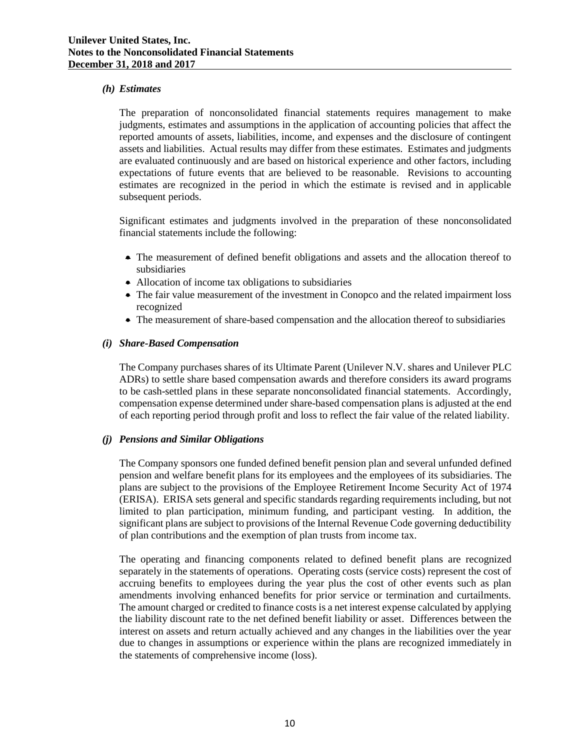### *(h) Estimates*

The preparation of nonconsolidated financial statements requires management to make judgments, estimates and assumptions in the application of accounting policies that affect the reported amounts of assets, liabilities, income, and expenses and the disclosure of contingent assets and liabilities. Actual results may differ from these estimates. Estimates and judgments are evaluated continuously and are based on historical experience and other factors, including expectations of future events that are believed to be reasonable. Revisions to accounting estimates are recognized in the period in which the estimate is revised and in applicable subsequent periods.

Significant estimates and judgments involved in the preparation of these nonconsolidated financial statements include the following:

- The measurement of defined benefit obligations and assets and the allocation thereof to subsidiaries
- Allocation of income tax obligations to subsidiaries
- The fair value measurement of the investment in Conopco and the related impairment loss recognized
- The measurement of share-based compensation and the allocation thereof to subsidiaries

### *(i) Share-Based Compensation*

The Company purchases shares of its Ultimate Parent (Unilever N.V. shares and Unilever PLC ADRs) to settle share based compensation awards and therefore considers its award programs to be cash-settled plans in these separate nonconsolidated financial statements. Accordingly, compensation expense determined under share-based compensation plans is adjusted at the end of each reporting period through profit and loss to reflect the fair value of the related liability.

### *(j) Pensions and Similar Obligations*

The Company sponsors one funded defined benefit pension plan and several unfunded defined pension and welfare benefit plans for its employees and the employees of its subsidiaries. The plans are subject to the provisions of the Employee Retirement Income Security Act of 1974 (ERISA). ERISA sets general and specific standards regarding requirements including, but not limited to plan participation, minimum funding, and participant vesting. In addition, the significant plans are subject to provisions of the Internal Revenue Code governing deductibility of plan contributions and the exemption of plan trusts from income tax.

The operating and financing components related to defined benefit plans are recognized separately in the statements of operations. Operating costs (service costs) represent the cost of accruing benefits to employees during the year plus the cost of other events such as plan amendments involving enhanced benefits for prior service or termination and curtailments. The amount charged or credited to finance costs is a net interest expense calculated by applying the liability discount rate to the net defined benefit liability or asset. Differences between the interest on assets and return actually achieved and any changes in the liabilities over the year due to changes in assumptions or experience within the plans are recognized immediately in the statements of comprehensive income (loss).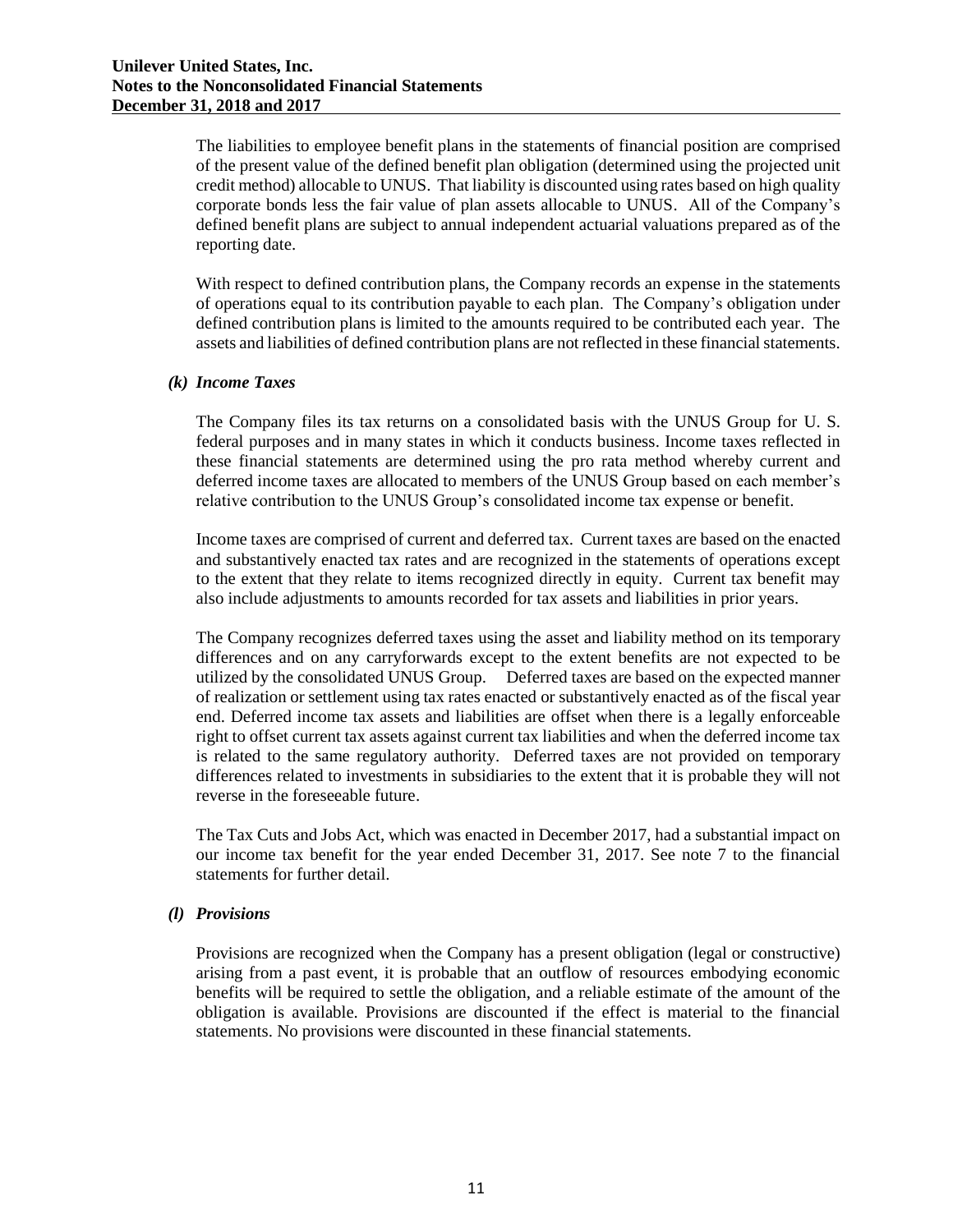The liabilities to employee benefit plans in the statements of financial position are comprised of the present value of the defined benefit plan obligation (determined using the projected unit credit method) allocable to UNUS. That liability is discounted using rates based on high quality corporate bonds less the fair value of plan assets allocable to UNUS. All of the Company's defined benefit plans are subject to annual independent actuarial valuations prepared as of the reporting date.

With respect to defined contribution plans, the Company records an expense in the statements of operations equal to its contribution payable to each plan. The Company's obligation under defined contribution plans is limited to the amounts required to be contributed each year. The assets and liabilities of defined contribution plans are not reflected in these financial statements.

### *(k) Income Taxes*

The Company files its tax returns on a consolidated basis with the UNUS Group for U. S. federal purposes and in many states in which it conducts business. Income taxes reflected in these financial statements are determined using the pro rata method whereby current and deferred income taxes are allocated to members of the UNUS Group based on each member's relative contribution to the UNUS Group's consolidated income tax expense or benefit.

Income taxes are comprised of current and deferred tax. Current taxes are based on the enacted and substantively enacted tax rates and are recognized in the statements of operations except to the extent that they relate to items recognized directly in equity. Current tax benefit may also include adjustments to amounts recorded for tax assets and liabilities in prior years.

The Company recognizes deferred taxes using the asset and liability method on its temporary differences and on any carryforwards except to the extent benefits are not expected to be utilized by the consolidated UNUS Group. Deferred taxes are based on the expected manner of realization or settlement using tax rates enacted or substantively enacted as of the fiscal year end. Deferred income tax assets and liabilities are offset when there is a legally enforceable right to offset current tax assets against current tax liabilities and when the deferred income tax is related to the same regulatory authority. Deferred taxes are not provided on temporary differences related to investments in subsidiaries to the extent that it is probable they will not reverse in the foreseeable future.

The Tax Cuts and Jobs Act, which was enacted in December 2017, had a substantial impact on our income tax benefit for the year ended December 31, 2017. See note 7 to the financial statements for further detail.

### *(l) Provisions*

Provisions are recognized when the Company has a present obligation (legal or constructive) arising from a past event, it is probable that an outflow of resources embodying economic benefits will be required to settle the obligation, and a reliable estimate of the amount of the obligation is available. Provisions are discounted if the effect is material to the financial statements. No provisions were discounted in these financial statements.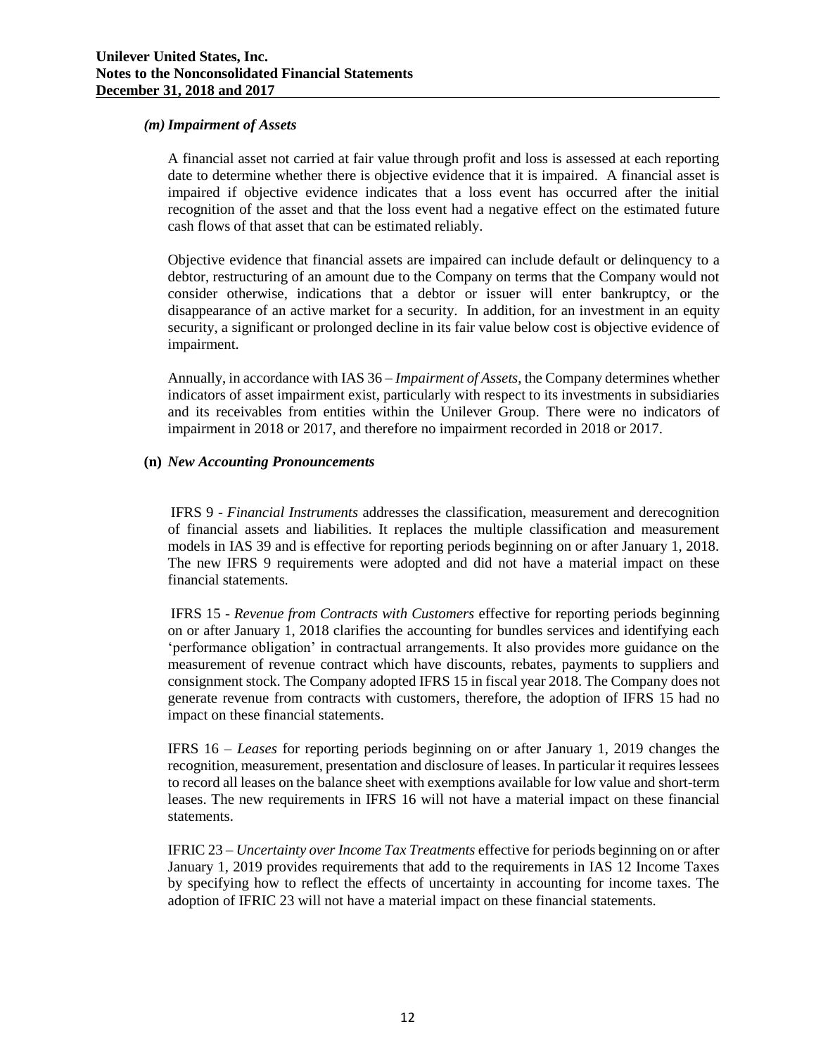### *(m) Impairment of Assets*

A financial asset not carried at fair value through profit and loss is assessed at each reporting date to determine whether there is objective evidence that it is impaired. A financial asset is impaired if objective evidence indicates that a loss event has occurred after the initial recognition of the asset and that the loss event had a negative effect on the estimated future cash flows of that asset that can be estimated reliably.

Objective evidence that financial assets are impaired can include default or delinquency to a debtor, restructuring of an amount due to the Company on terms that the Company would not consider otherwise, indications that a debtor or issuer will enter bankruptcy, or the disappearance of an active market for a security. In addition, for an investment in an equity security, a significant or prolonged decline in its fair value below cost is objective evidence of impairment.

Annually, in accordance with IAS 36 – *Impairment of Assets*, the Company determines whether indicators of asset impairment exist, particularly with respect to its investments in subsidiaries and its receivables from entities within the Unilever Group. There were no indicators of impairment in 2018 or 2017, and therefore no impairment recorded in 2018 or 2017.

### **(n)** *New Accounting Pronouncements*

IFRS 9 - *Financial Instruments* addresses the classification, measurement and derecognition of financial assets and liabilities. It replaces the multiple classification and measurement models in IAS 39 and is effective for reporting periods beginning on or after January 1, 2018. The new IFRS 9 requirements were adopted and did not have a material impact on these financial statements.

IFRS 15 - *Revenue from Contracts with Customers* effective for reporting periods beginning on or after January 1, 2018 clarifies the accounting for bundles services and identifying each 'performance obligation' in contractual arrangements. It also provides more guidance on the measurement of revenue contract which have discounts, rebates, payments to suppliers and consignment stock. The Company adopted IFRS 15 in fiscal year 2018. The Company does not generate revenue from contracts with customers, therefore, the adoption of IFRS 15 had no impact on these financial statements.

IFRS 16 – *Leases* for reporting periods beginning on or after January 1, 2019 changes the recognition, measurement, presentation and disclosure of leases. In particular it requires lessees to record all leases on the balance sheet with exemptions available for low value and short-term leases. The new requirements in IFRS 16 will not have a material impact on these financial statements.

IFRIC 23 – *Uncertainty over Income Tax Treatments* effective for periods beginning on or after January 1, 2019 provides requirements that add to the requirements in IAS 12 Income Taxes by specifying how to reflect the effects of uncertainty in accounting for income taxes. The adoption of IFRIC 23 will not have a material impact on these financial statements.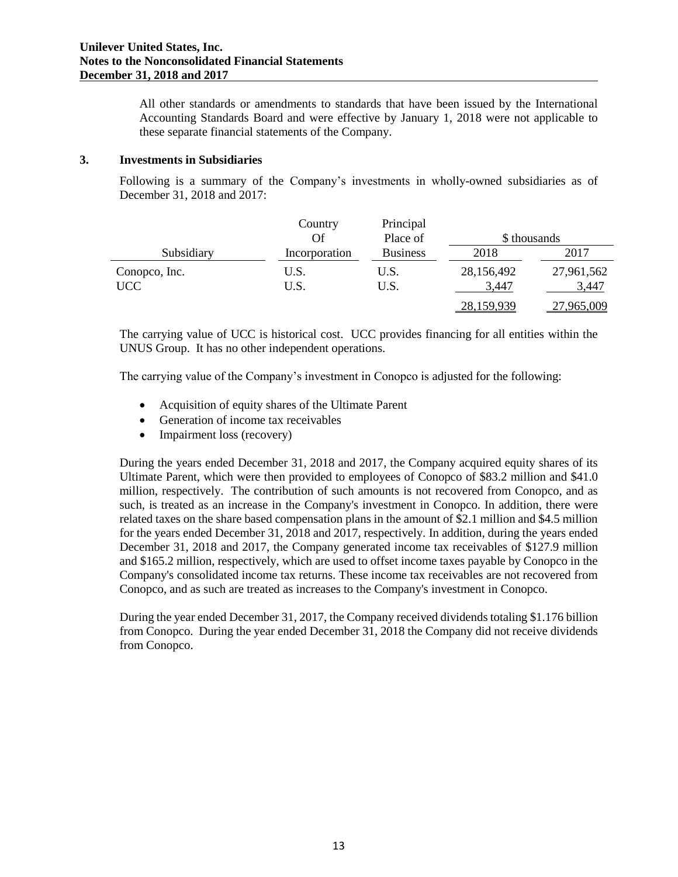All other standards or amendments to standards that have been issued by the International Accounting Standards Board and were effective by January 1, 2018 were not applicable to these separate financial statements of the Company.

## 3. Investments in Subsidiaries

Following is a summary of the Company's investments in wholly-owned subsidiaries as of December 31, 2018 and 2017:

| Subsidiary | Country Of Incorporation | Principal Place of Business | \$ thousands 2018 | \$ thousands 2017 |
|---|---|---|---|---|
| Conopco, Inc. | U.S. | U.S. | 28,156,492 | 27,961,562 |
| UCC | U.S. | U.S. | 3,447 | 3,447 |
| | | | 28,159,939 | 27,965,009 |

The carrying value of UCC is historical cost. UCC provides financing for all entities within the UNUS Group. It has no other independent operations.

The carrying value of the Company's investment in Conopco is adjusted for the following:

- Acquisition of equity shares of the Ultimate Parent
- Generation of income tax receivables
- Impairment loss (recovery)

During the years ended December 31, 2018 and 2017, the Company acquired equity shares of its Ultimate Parent, which were then provided to employees of Conopco of \$83.2 million and \$41.0 million, respectively. The contribution of such amounts is not recovered from Conopco, and as such, is treated as an increase in the Company's investment in Conopco. In addition, there were related taxes on the share based compensation plans in the amount of \$2.1 million and \$4.5 million for the years ended December 31, 2018 and 2017, respectively. In addition, during the years ended December 31, 2018 and 2017, the Company generated income tax receivables of \$127.9 million and \$165.2 million, respectively, which are used to offset income taxes payable by Conopco in the Company's consolidated income tax returns. These income tax receivables are not recovered from Conopco, and as such are treated as increases to the Company's investment in Conopco.

During the year ended December 31, 2017, the Company received dividends totaling \$1.176 billion from Conopco. During the year ended December 31, 2018 the Company did not receive dividends from Conopco.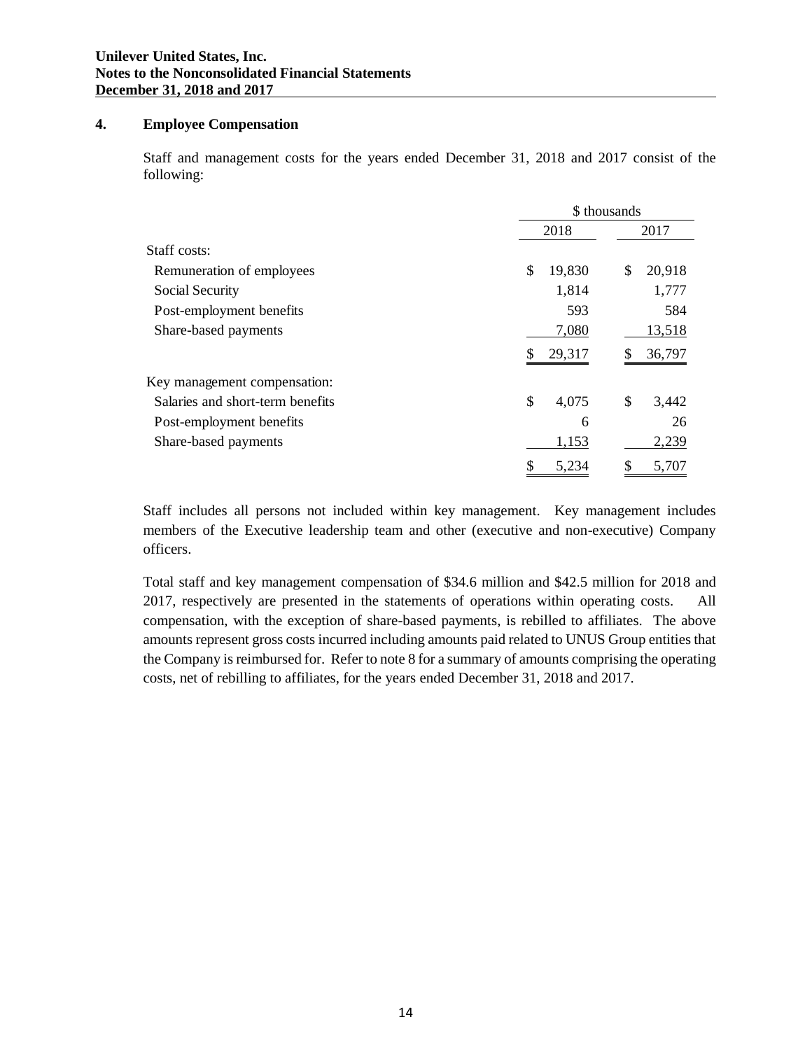## 4. Employee Compensation

Staff and management costs for the years ended December 31, 2018 and 2017 consist of the following:

| | \$ thousands | |
|---|---|---|
| | 2018 | 2017 |
| Staff costs: | | |
| Remuneration of employees | \$ 19,830 | \$ 20,918 |
| Social Security | 1,814 | 1,777 |
| Post-employment benefits | 593 | 584 |
| Share-based payments | 7,080 | 13,518 |
| | \$ 29,317 | \$ 36,797 |
| Key management compensation: | | |
| Salaries and short-term benefits | \$ 4,075 | \$ 3,442 |
| Post-employment benefits | 6 | 26 |
| Share-based payments | 1,153 | 2,239 |
| | \$ 5,234 | \$ 5,707 |

Staff includes all persons not included within key management. Key management includes members of the Executive leadership team and other (executive and non-executive) Company officers.

Total staff and key management compensation of \$34.6 million and \$42.5 million for 2018 and 2017, respectively are presented in the statements of operations within operating costs. All compensation, with the exception of share-based payments, is rebilled to affiliates. The above amounts represent gross costs incurred including amounts paid related to UNUS Group entities that the Company is reimbursed for. Refer to note 8 for a summary of amounts comprising the operating costs, net of rebilling to affiliates, for the years ended December 31, 2018 and 2017.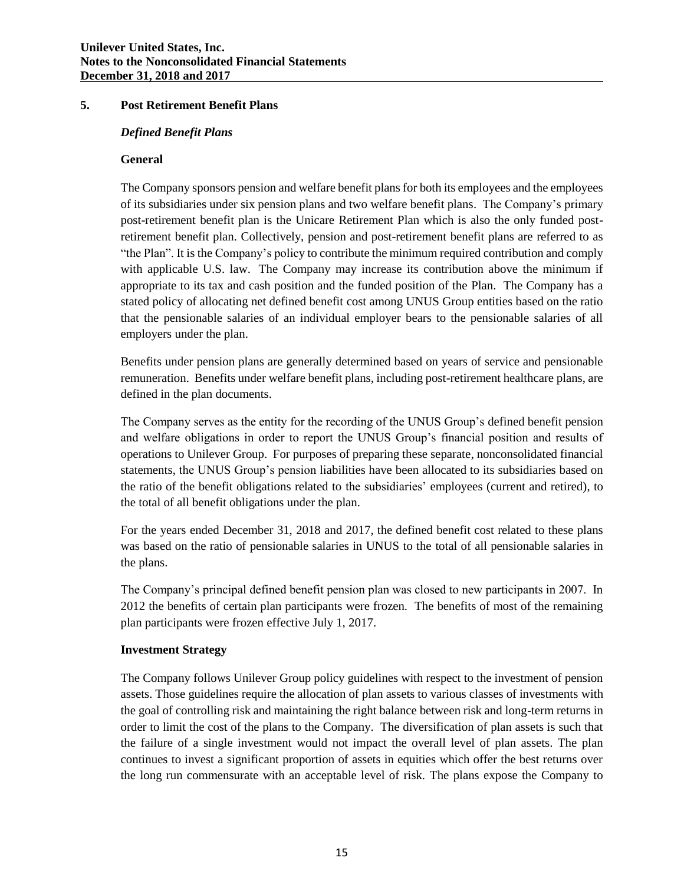## 5. Post Retirement Benefit Plans

### *Defined Benefit Plans*

#### General

The Company sponsors pension and welfare benefit plans for both its employees and the employees of its subsidiaries under six pension plans and two welfare benefit plans. The Company's primary post-retirement benefit plan is the Unicare Retirement Plan which is also the only funded post-retirement benefit plan. Collectively, pension and post-retirement benefit plans are referred to as "the Plan". It is the Company's policy to contribute the minimum required contribution and comply with applicable U.S. law. The Company may increase its contribution above the minimum if appropriate to its tax and cash position and the funded position of the Plan. The Company has a stated policy of allocating net defined benefit cost among UNUS Group entities based on the ratio that the pensionable salaries of an individual employer bears to the pensionable salaries of all employers under the plan.

Benefits under pension plans are generally determined based on years of service and pensionable remuneration. Benefits under welfare benefit plans, including post-retirement healthcare plans, are defined in the plan documents.

The Company serves as the entity for the recording of the UNUS Group's defined benefit pension and welfare obligations in order to report the UNUS Group's financial position and results of operations to Unilever Group. For purposes of preparing these separate, nonconsolidated financial statements, the UNUS Group's pension liabilities have been allocated to its subsidiaries based on the ratio of the benefit obligations related to the subsidiaries' employees (current and retired), to the total of all benefit obligations under the plan.

For the years ended December 31, 2018 and 2017, the defined benefit cost related to these plans was based on the ratio of pensionable salaries in UNUS to the total of all pensionable salaries in the plans.

The Company's principal defined benefit pension plan was closed to new participants in 2007. In 2012 the benefits of certain plan participants were frozen. The benefits of most of the remaining plan participants were frozen effective July 1, 2017.

#### Investment Strategy

The Company follows Unilever Group policy guidelines with respect to the investment of pension assets. Those guidelines require the allocation of plan assets to various classes of investments with the goal of controlling risk and maintaining the right balance between risk and long-term returns in order to limit the cost of the plans to the Company. The diversification of plan assets is such that the failure of a single investment would not impact the overall level of plan assets. The plan continues to invest a significant proportion of assets in equities which offer the best returns over the long run commensurate with an acceptable level of risk. The plans expose the Company to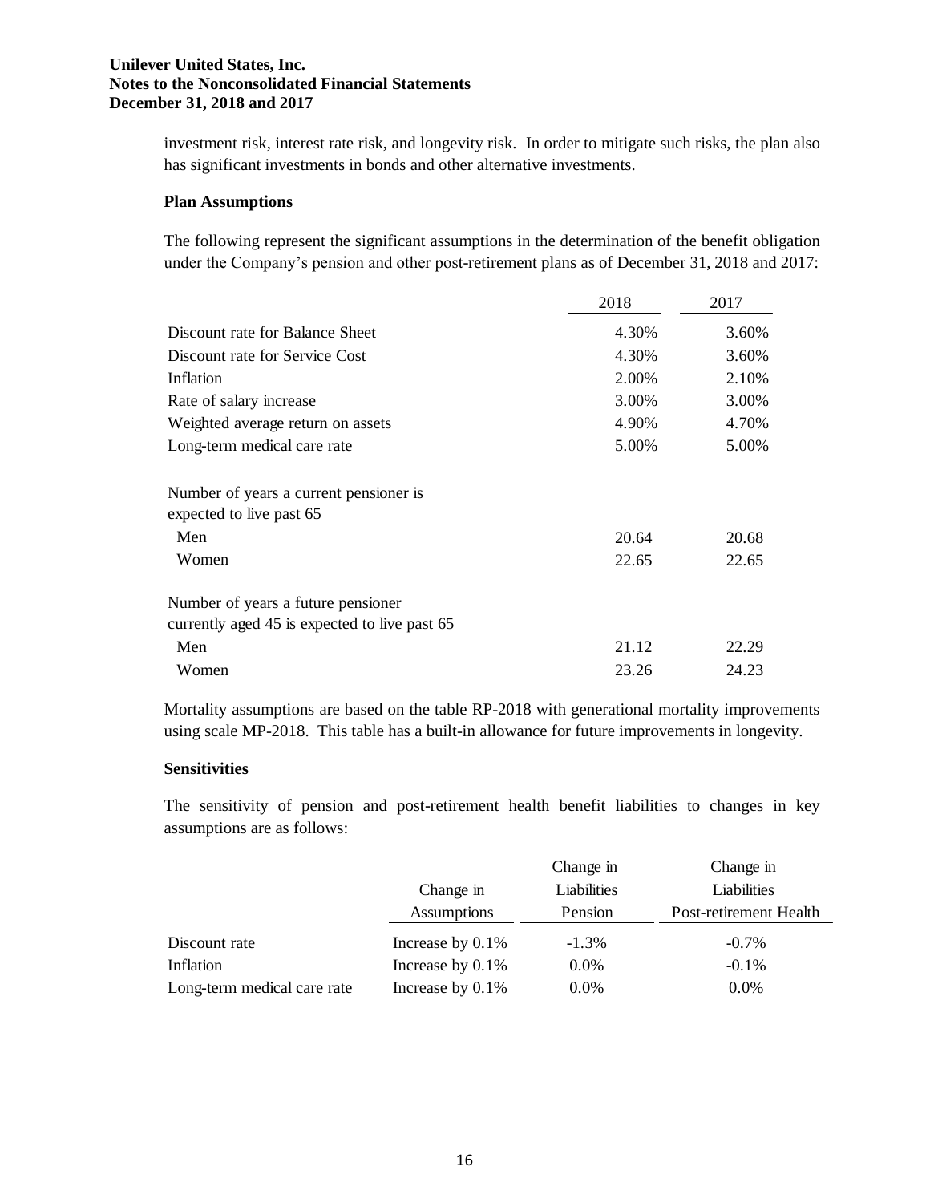investment risk, interest rate risk, and longevity risk. In order to mitigate such risks, the plan also has significant investments in bonds and other alternative investments.

**Plan Assumptions**

The following represent the significant assumptions in the determination of the benefit obligation under the Company's pension and other post-retirement plans as of December 31, 2018 and 2017:

| | 2018 | 2017 |
|---|---|---|
| Discount rate for Balance Sheet | 4.30% | 3.60% |
| Discount rate for Service Cost | 4.30% | 3.60% |
| Inflation | 2.00% | 2.10% |
| Rate of salary increase | 3.00% | 3.00% |
| Weighted average return on assets | 4.90% | 4.70% |
| Long-term medical care rate | 5.00% | 5.00% |
| Number of years a current pensioner is expected to live past 65 | | |
| Men | 20.64 | 20.68 |
| Women | 22.65 | 22.65 |
| Number of years a future pensioner currently aged 45 is expected to live past 65 | | |
| Men | 21.12 | 22.29 |
| Women | 23.26 | 24.23 |

Mortality assumptions are based on the table RP-2018 with generational mortality improvements using scale MP-2018. This table has a built-in allowance for future improvements in longevity.

**Sensitivities**

The sensitivity of pension and post-retirement health benefit liabilities to changes in key assumptions are as follows:

| | Change in Assumptions | Change in Liabilities Pension | Change in Liabilities Post-retirement Health |
|---|---|---|---|
| Discount rate | Increase by 0.1% | -1.3% | -0.7% |
| Inflation | Increase by 0.1% | 0.0% | -0.1% |
| Long-term medical care rate | Increase by 0.1% | 0.0% | 0.0% |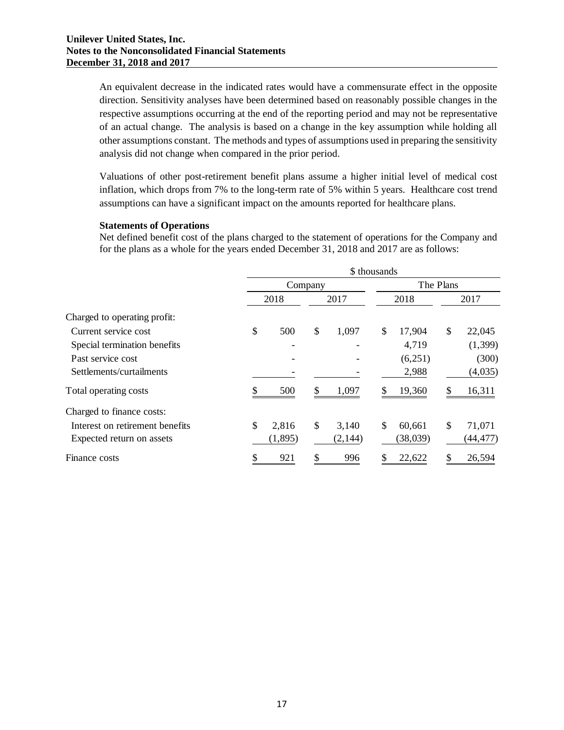An equivalent decrease in the indicated rates would have a commensurate effect in the opposite direction. Sensitivity analyses have been determined based on reasonably possible changes in the respective assumptions occurring at the end of the reporting period and may not be representative of an actual change. The analysis is based on a change in the key assumption while holding all other assumptions constant. The methods and types of assumptions used in preparing the sensitivity analysis did not change when compared in the prior period.

Valuations of other post-retirement benefit plans assume a higher initial level of medical cost inflation, which drops from 7% to the long-term rate of 5% within 5 years. Healthcare cost trend assumptions can have a significant impact on the amounts reported for healthcare plans.

**Statements of Operations**

Net defined benefit cost of the plans charged to the statement of operations for the Company and for the plans as a whole for the years ended December 31, 2018 and 2017 are as follows:

| | $ thousands | | | |
|---|---|---|---|---|
| | Company | | The Plans | |
| | 2018 | 2017 | 2018 | 2017 |
| Charged to operating profit: | | | | |
| Current service cost | $ 500 | $ 1,097 | $ 17,904 | $ 22,045 |
| Special termination benefits | - | - | 4,719 | (1,399) |
| Past service cost | - | - | (6,251) | (300) |
| Settlements/curtailments | - | - | 2,988 | (4,035) |
| Total operating costs | $ 500 | $ 1,097 | $ 19,360 | $ 16,311 |
| Charged to finance costs: | | | | |
| Interest on retirement benefits | $ 2,816 | $ 3,140 | $ 60,661 | $ 71,071 |
| Expected return on assets | (1,895) | (2,144) | (38,039) | (44,477) |
| Finance costs | $ 921 | $ 996 | $ 22,622 | $ 26,594 |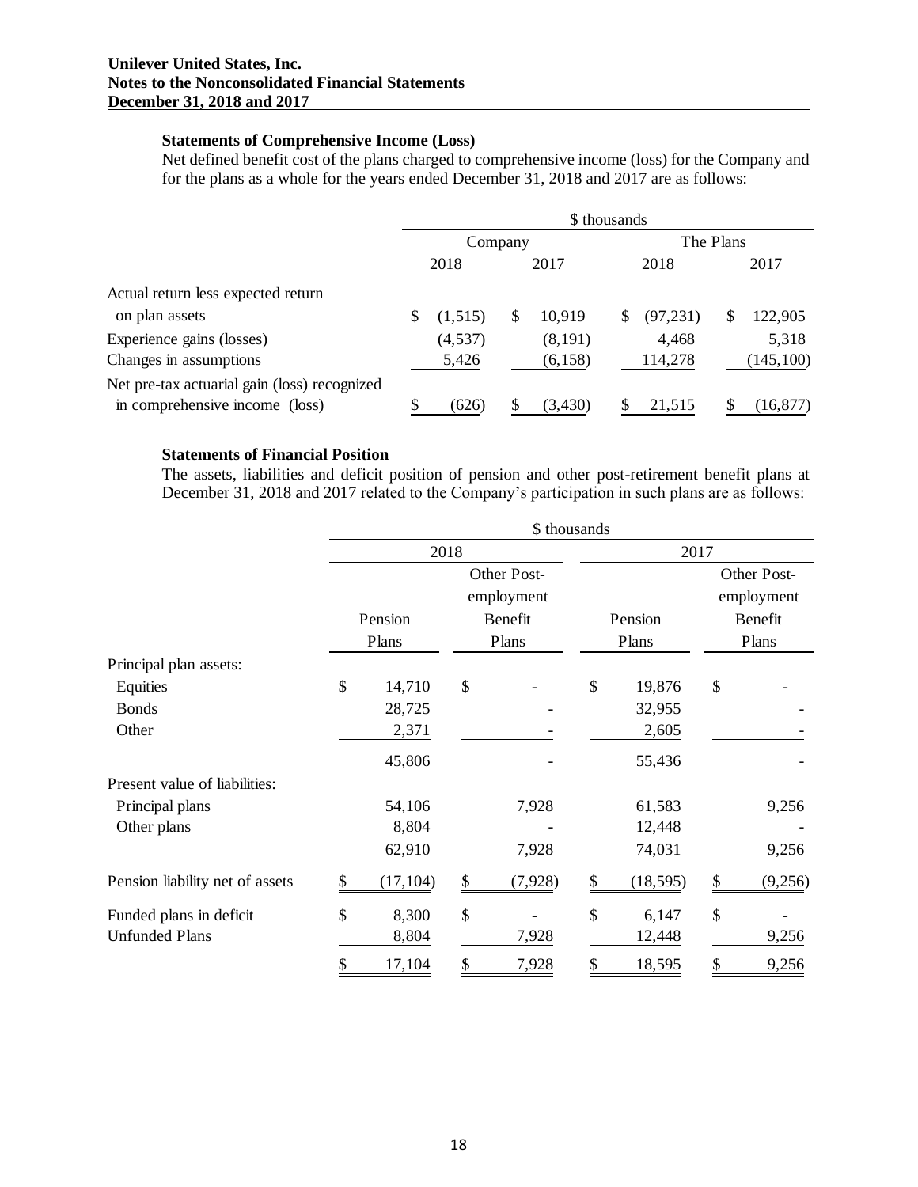### Statements of Comprehensive Income (Loss)

Net defined benefit cost of the plans charged to comprehensive income (loss) for the Company and for the plans as a whole for the years ended December 31, 2018 and 2017 are as follows:

| | \$ thousands | | | |
|---|---|---|---|---|
| | Company | | The Plans | |
| | 2018 | 2017 | 2018 | 2017 |
| Actual return less expected return on plan assets | \$ (1,515) | \$ 10,919 | \$ (97,231) | \$ 122,905 |
| Experience gains (losses) | (4,537) | (8,191) | 4,468 | 5,318 |
| Changes in assumptions | 5,426 | (6,158) | 114,278 | (145,100) |
| Net pre-tax actuarial gain (loss) recognized in comprehensive income (loss) | \$ (626) | \$ (3,430) | \$ 21,515 | \$ (16,877) |

### Statements of Financial Position

The assets, liabilities and deficit position of pension and other post-retirement benefit plans at December 31, 2018 and 2017 related to the Company's participation in such plans are as follows:

| | \$ thousands | | | |
|---|---|---|---|---|
| | 2018 | | 2017 | |
| | Pension Plans | Other Post-employment Benefit Plans | Pension Plans | Other Post-employment Benefit Plans |
| Principal plan assets: | | | | |
| Equities | \$ 14,710 | \$ - | \$ 19,876 | \$ - |
| Bonds | 28,725 | - | 32,955 | - |
| Other | 2,371 | - | 2,605 | - |
| | 45,806 | - | 55,436 | - |
| Present value of liabilities: | | | | |
| Principal plans | 54,106 | 7,928 | 61,583 | 9,256 |
| Other plans | 8,804 | - | 12,448 | - |
| | 62,910 | 7,928 | 74,031 | 9,256 |
| Pension liability net of assets | \$ (17,104) | \$ (7,928) | \$ (18,595) | \$ (9,256) |
| Funded plans in deficit | \$ 8,300 | \$ - | \$ 6,147 | \$ - |
| Unfunded Plans | 8,804 | 7,928 | 12,448 | 9,256 |
| | \$ 17,104 | \$ 7,928 | \$ 18,595 | \$ 9,256 |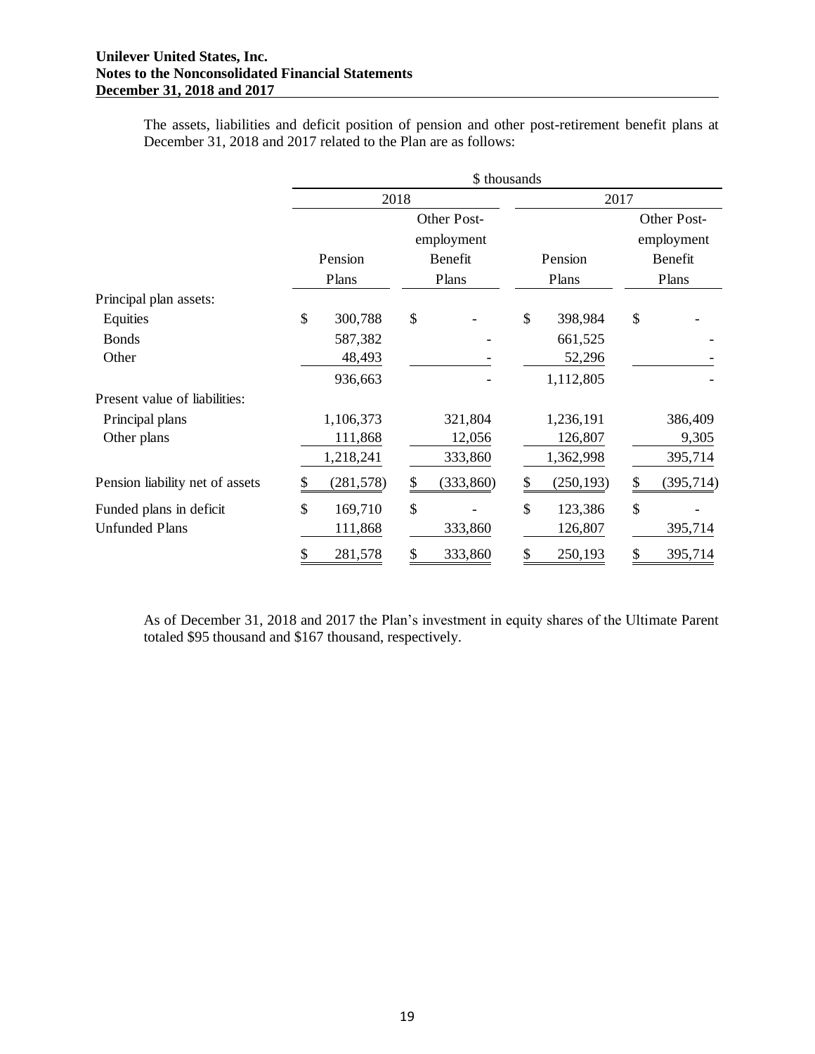The assets, liabilities and deficit position of pension and other post-retirement benefit plans at December 31, 2018 and 2017 related to the Plan are as follows:

| | \$ thousands | | | |
|---|---|---|---|---|
| | 2018 | | 2017 | |
| | Pension Plans | Other Post-employment Benefit Plans | Pension Plans | Other Post-employment Benefit Plans |
| Principal plan assets: | | | | |
| Equities | \$ 300,788 | \$ - | \$ 398,984 | \$ - |
| Bonds | 587,382 | - | 661,525 | - |
| Other | 48,493 | - | 52,296 | - |
| | 936,663 | - | 1,112,805 | - |
| Present value of liabilities: | | | | |
| Principal plans | 1,106,373 | 321,804 | 1,236,191 | 386,409 |
| Other plans | 111,868 | 12,056 | 126,807 | 9,305 |
| | 1,218,241 | 333,860 | 1,362,998 | 395,714 |
| Pension liability net of assets | \$ (281,578) | \$ (333,860) | \$ (250,193) | \$ (395,714) |
| Funded plans in deficit | \$ 169,710 | \$ - | \$ 123,386 | \$ - |
| Unfunded Plans | 111,868 | 333,860 | 126,807 | 395,714 |
| | \$ 281,578 | \$ 333,860 | \$ 250,193 | \$ 395,714 |

As of December 31, 2018 and 2017 the Plan's investment in equity shares of the Ultimate Parent totaled \$95 thousand and \$167 thousand, respectively.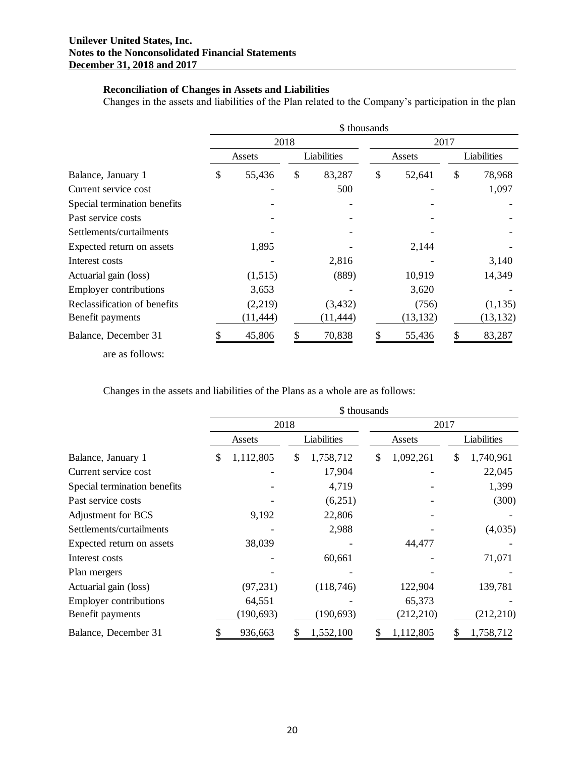**Unilever United States, Inc.**
**Notes to the Nonconsolidated Financial Statements**
**December 31, 2018 and 2017**

### Reconciliation of Changes in Assets and Liabilities

Changes in the assets and liabilities of the Plan related to the Company's participation in the plan are as follows:

| | $ thousands | | | |
|---|---|---|---|---|
| | 2018 | | 2017 | |
| | Assets | Liabilities | Assets | Liabilities |
| Balance, January 1 | $ 55,436 | $ 83,287 | $ 52,641 | $ 78,968 |
| Current service cost | - | 500 | - | 1,097 |
| Special termination benefits | - | - | - | - |
| Past service costs | - | - | - | - |
| Settlements/curtailments | - | - | - | - |
| Expected return on assets | 1,895 | - | 2,144 | - |
| Interest costs | - | 2,816 | - | 3,140 |
| Actuarial gain (loss) | (1,515) | (889) | 10,919 | 14,349 |
| Employer contributions | 3,653 | - | 3,620 | - |
| Reclassification of benefits | (2,219) | (3,432) | (756) | (1,135) |
| Benefit payments | (11,444) | (11,444) | (13,132) | (13,132) |
| Balance, December 31 | $ 45,806 | $ 70,838 | $ 55,436 | $ 83,287 |

Changes in the assets and liabilities of the Plans as a whole are as follows:

| | $ thousands | | | |
|---|---|---|---|---|
| | 2018 | | 2017 | |
| | Assets | Liabilities | Assets | Liabilities |
| Balance, January 1 | $ 1,112,805 | $ 1,758,712 | $ 1,092,261 | $ 1,740,961 |
| Current service cost | - | 17,904 | - | 22,045 |
| Special termination benefits | - | 4,719 | - | 1,399 |
| Past service costs | - | (6,251) | - | (300) |
| Adjustment for BCS | 9,192 | 22,806 | - | - |
| Settlements/curtailments | - | 2,988 | - | (4,035) |
| Expected return on assets | 38,039 | - | 44,477 | - |
| Interest costs | - | 60,661 | - | 71,071 |
| Plan mergers | - | - | - | - |
| Actuarial gain (loss) | (97,231) | (118,746) | 122,904 | 139,781 |
| Employer contributions | 64,551 | - | 65,373 | - |
| Benefit payments | (190,693) | (190,693) | (212,210) | (212,210) |
| Balance, December 31 | $ 936,663 | $ 1,552,100 | $ 1,112,805 | $ 1,758,712 |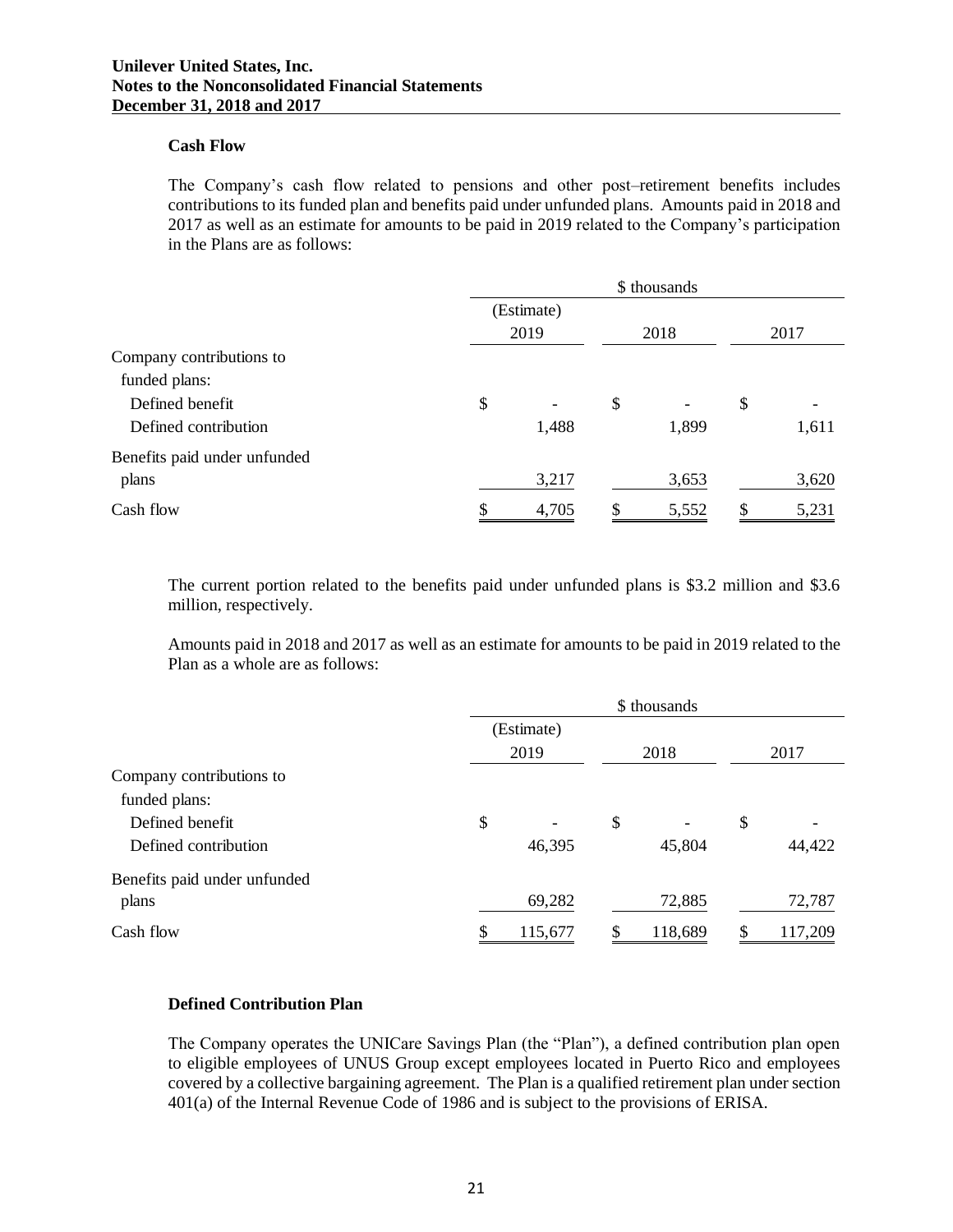### Cash Flow

The Company's cash flow related to pensions and other post–retirement benefits includes contributions to its funded plan and benefits paid under unfunded plans. Amounts paid in 2018 and 2017 as well as an estimate for amounts to be paid in 2019 related to the Company's participation in the Plans are as follows:

| | \$ thousands | | |
|---|---|---|---|
| | (Estimate) 2019 | 2018 | 2017 |
| Company contributions to funded plans: | | | |
| Defined benefit | \$ - | \$ - | \$ - |
| Defined contribution | 1,488 | 1,899 | 1,611 |
| Benefits paid under unfunded plans | 3,217 | 3,653 | 3,620 |
| Cash flow | \$ 4,705 | \$ 5,552 | \$ 5,231 |

The current portion related to the benefits paid under unfunded plans is \$3.2 million and \$3.6 million, respectively.

Amounts paid in 2018 and 2017 as well as an estimate for amounts to be paid in 2019 related to the Plan as a whole are as follows:

| | \$ thousands | | |
|---|---|---|---|
| | (Estimate) 2019 | 2018 | 2017 |
| Company contributions to funded plans: | | | |
| Defined benefit | \$ - | \$ - | \$ - |
| Defined contribution | 46,395 | 45,804 | 44,422 |
| Benefits paid under unfunded plans | 69,282 | 72,885 | 72,787 |
| Cash flow | \$ 115,677 | \$ 118,689 | \$ 117,209 |

### Defined Contribution Plan

The Company operates the UNICare Savings Plan (the "Plan"), a defined contribution plan open to eligible employees of UNUS Group except employees located in Puerto Rico and employees covered by a collective bargaining agreement. The Plan is a qualified retirement plan under section 401(a) of the Internal Revenue Code of 1986 and is subject to the provisions of ERISA.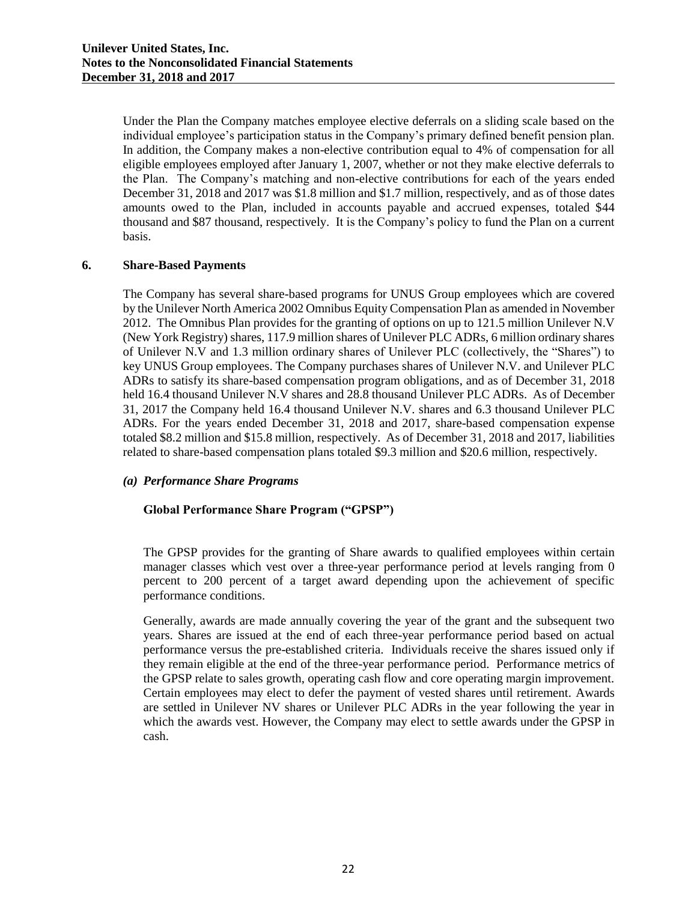Under the Plan the Company matches employee elective deferrals on a sliding scale based on the individual employee's participation status in the Company's primary defined benefit pension plan. In addition, the Company makes a non-elective contribution equal to 4% of compensation for all eligible employees employed after January 1, 2007, whether or not they make elective deferrals to the Plan. The Company's matching and non-elective contributions for each of the years ended December 31, 2018 and 2017 was \$1.8 million and \$1.7 million, respectively, and as of those dates amounts owed to the Plan, included in accounts payable and accrued expenses, totaled \$44 thousand and \$87 thousand, respectively. It is the Company's policy to fund the Plan on a current basis.

## 6. Share-Based Payments

The Company has several share-based programs for UNUS Group employees which are covered by the Unilever North America 2002 Omnibus Equity Compensation Plan as amended in November 2012. The Omnibus Plan provides for the granting of options on up to 121.5 million Unilever N.V (New York Registry) shares, 117.9 million shares of Unilever PLC ADRs, 6 million ordinary shares of Unilever N.V and 1.3 million ordinary shares of Unilever PLC (collectively, the "Shares") to key UNUS Group employees. The Company purchases shares of Unilever N.V. and Unilever PLC ADRs to satisfy its share-based compensation program obligations, and as of December 31, 2018 held 16.4 thousand Unilever N.V shares and 28.8 thousand Unilever PLC ADRs. As of December 31, 2017 the Company held 16.4 thousand Unilever N.V. shares and 6.3 thousand Unilever PLC ADRs. For the years ended December 31, 2018 and 2017, share-based compensation expense totaled \$8.2 million and \$15.8 million, respectively. As of December 31, 2018 and 2017, liabilities related to share-based compensation plans totaled \$9.3 million and \$20.6 million, respectively.

### *(a) Performance Share Programs*

#### Global Performance Share Program ("GPSP")

The GPSP provides for the granting of Share awards to qualified employees within certain manager classes which vest over a three-year performance period at levels ranging from 0 percent to 200 percent of a target award depending upon the achievement of specific performance conditions.

Generally, awards are made annually covering the year of the grant and the subsequent two years. Shares are issued at the end of each three-year performance period based on actual performance versus the pre-established criteria. Individuals receive the shares issued only if they remain eligible at the end of the three-year performance period. Performance metrics of the GPSP relate to sales growth, operating cash flow and core operating margin improvement. Certain employees may elect to defer the payment of vested shares until retirement. Awards are settled in Unilever NV shares or Unilever PLC ADRs in the year following the year in which the awards vest. However, the Company may elect to settle awards under the GPSP in cash.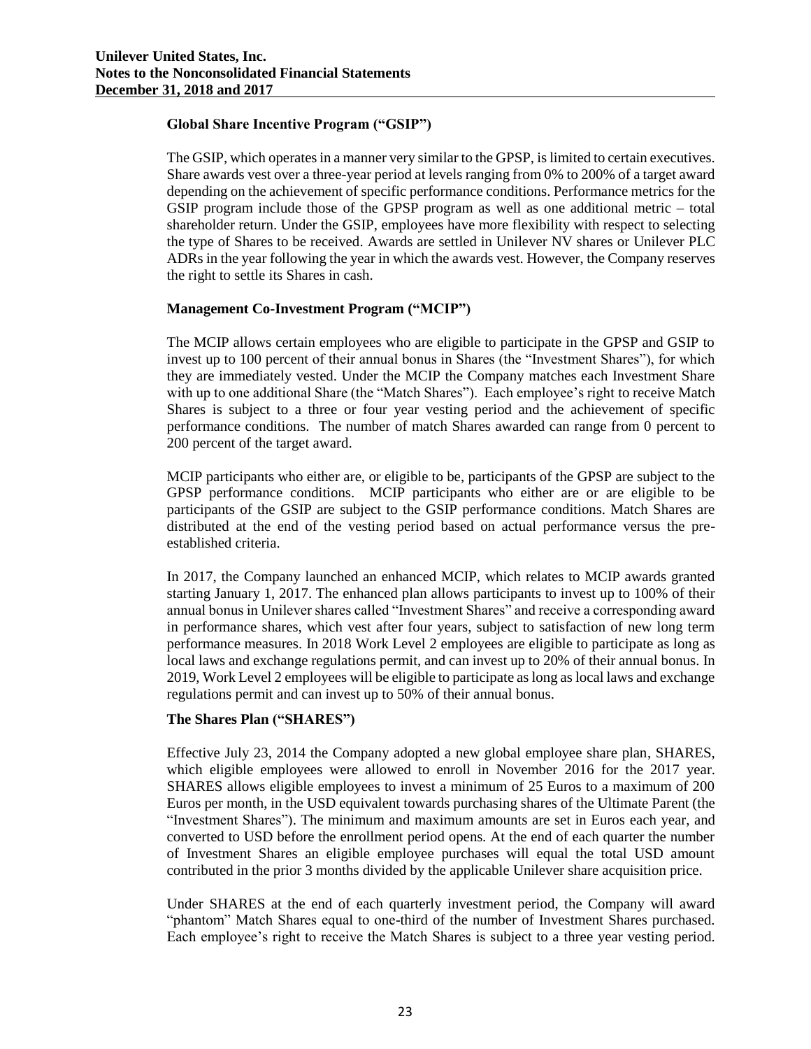### Global Share Incentive Program ("GSIP")

The GSIP, which operates in a manner very similar to the GPSP, is limited to certain executives. Share awards vest over a three-year period at levels ranging from 0% to 200% of a target award depending on the achievement of specific performance conditions. Performance metrics for the GSIP program include those of the GPSP program as well as one additional metric – total shareholder return. Under the GSIP, employees have more flexibility with respect to selecting the type of Shares to be received. Awards are settled in Unilever NV shares or Unilever PLC ADRs in the year following the year in which the awards vest. However, the Company reserves the right to settle its Shares in cash.

### Management Co-Investment Program ("MCIP")

The MCIP allows certain employees who are eligible to participate in the GPSP and GSIP to invest up to 100 percent of their annual bonus in Shares (the "Investment Shares"), for which they are immediately vested. Under the MCIP the Company matches each Investment Share with up to one additional Share (the "Match Shares"). Each employee's right to receive Match Shares is subject to a three or four year vesting period and the achievement of specific performance conditions. The number of match Shares awarded can range from 0 percent to 200 percent of the target award.

MCIP participants who either are, or eligible to be, participants of the GPSP are subject to the GPSP performance conditions. MCIP participants who either are or are eligible to be participants of the GSIP are subject to the GSIP performance conditions. Match Shares are distributed at the end of the vesting period based on actual performance versus the pre-established criteria.

In 2017, the Company launched an enhanced MCIP, which relates to MCIP awards granted starting January 1, 2017. The enhanced plan allows participants to invest up to 100% of their annual bonus in Unilever shares called "Investment Shares" and receive a corresponding award in performance shares, which vest after four years, subject to satisfaction of new long term performance measures. In 2018 Work Level 2 employees are eligible to participate as long as local laws and exchange regulations permit, and can invest up to 20% of their annual bonus. In 2019, Work Level 2 employees will be eligible to participate as long as local laws and exchange regulations permit and can invest up to 50% of their annual bonus.

### The Shares Plan ("SHARES")

Effective July 23, 2014 the Company adopted a new global employee share plan, SHARES, which eligible employees were allowed to enroll in November 2016 for the 2017 year. SHARES allows eligible employees to invest a minimum of 25 Euros to a maximum of 200 Euros per month, in the USD equivalent towards purchasing shares of the Ultimate Parent (the "Investment Shares"). The minimum and maximum amounts are set in Euros each year, and converted to USD before the enrollment period opens. At the end of each quarter the number of Investment Shares an eligible employee purchases will equal the total USD amount contributed in the prior 3 months divided by the applicable Unilever share acquisition price.

Under SHARES at the end of each quarterly investment period, the Company will award "phantom" Match Shares equal to one-third of the number of Investment Shares purchased. Each employee's right to receive the Match Shares is subject to a three year vesting period.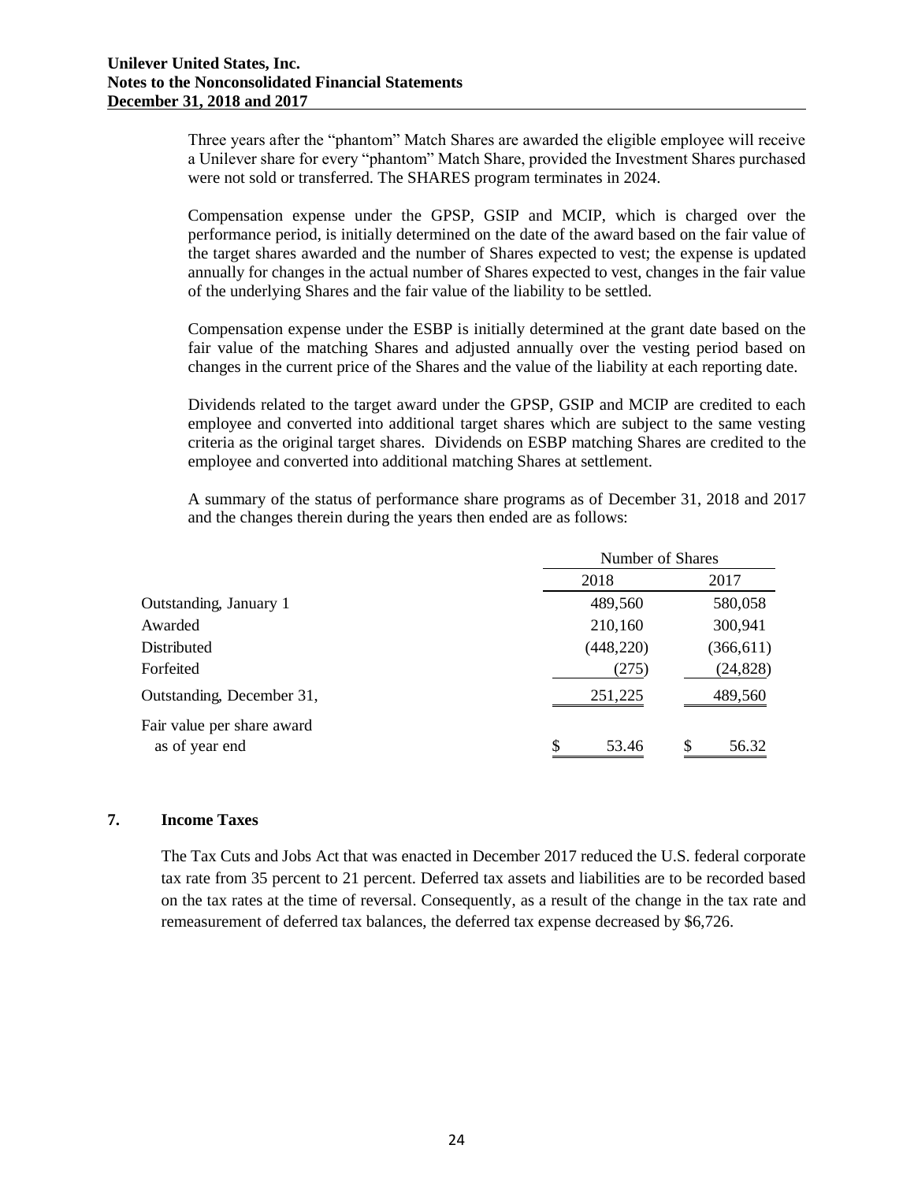Three years after the "phantom" Match Shares are awarded the eligible employee will receive a Unilever share for every "phantom" Match Share, provided the Investment Shares purchased were not sold or transferred. The SHARES program terminates in 2024.

Compensation expense under the GPSP, GSIP and MCIP, which is charged over the performance period, is initially determined on the date of the award based on the fair value of the target shares awarded and the number of Shares expected to vest; the expense is updated annually for changes in the actual number of Shares expected to vest, changes in the fair value of the underlying Shares and the fair value of the liability to be settled.

Compensation expense under the ESBP is initially determined at the grant date based on the fair value of the matching Shares and adjusted annually over the vesting period based on changes in the current price of the Shares and the value of the liability at each reporting date.

Dividends related to the target award under the GPSP, GSIP and MCIP are credited to each employee and converted into additional target shares which are subject to the same vesting criteria as the original target shares. Dividends on ESBP matching Shares are credited to the employee and converted into additional matching Shares at settlement.

A summary of the status of performance share programs as of December 31, 2018 and 2017 and the changes therein during the years then ended are as follows:

| | Number of Shares | |
|---|---|---|
| | 2018 | 2017 |
| Outstanding, January 1 | 489,560 | 580,058 |
| Awarded | 210,160 | 300,941 |
| Distributed | (448,220) | (366,611) |
| Forfeited | (275) | (24,828) |
| Outstanding, December 31, | 251,225 | 489,560 |
| Fair value per share award as of year end | $ 53.46 | $ 56.32 |

## 7. Income Taxes

The Tax Cuts and Jobs Act that was enacted in December 2017 reduced the U.S. federal corporate tax rate from 35 percent to 21 percent. Deferred tax assets and liabilities are to be recorded based on the tax rates at the time of reversal. Consequently, as a result of the change in the tax rate and remeasurement of deferred tax balances, the deferred tax expense decreased by $6,726.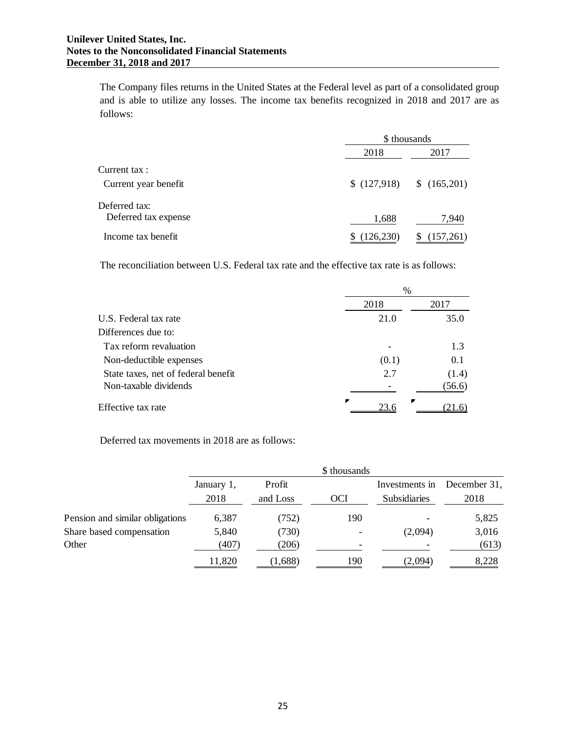The Company files returns in the United States at the Federal level as part of a consolidated group and is able to utilize any losses. The income tax benefits recognized in 2018 and 2017 are as follows:

| | \$ thousands | |
|---|---|---|
| | 2018 | 2017 |
| Current tax : | | |
| Current year benefit | \$ (127,918) | \$ (165,201) |
| Deferred tax: | | |
| Deferred tax expense | 1,688 | 7,940 |
| Income tax benefit | \$ (126,230) | \$ (157,261) |

The reconciliation between U.S. Federal tax rate and the effective tax rate is as follows:

| | % | |
|---|---|---|
| | 2018 | 2017 |
| U.S. Federal tax rate | 21.0 | 35.0 |
| Differences due to: | | |
| Tax reform revaluation | - | 1.3 |
| Non-deductible expenses | (0.1) | 0.1 |
| State taxes, net of federal benefit | 2.7 | (1.4) |
| Non-taxable dividends | - | (56.6) |
| Effective tax rate | 23.6 | (21.6) |

Deferred tax movements in 2018 are as follows:

| | \$ thousands | | | | |
|---|---|---|---|---|---|
| | January 1, 2018 | Profit and Loss | OCI | Investments in Subsidiaries | December 31, 2018 |
| Pension and similar obligations | 6,387 | (752) | 190 | - | 5,825 |
| Share based compensation | 5,840 | (730) | - | (2,094) | 3,016 |
| Other | (407) | (206) | - | - | (613) |
| | 11,820 | (1,688) | 190 | (2,094) | 8,228 |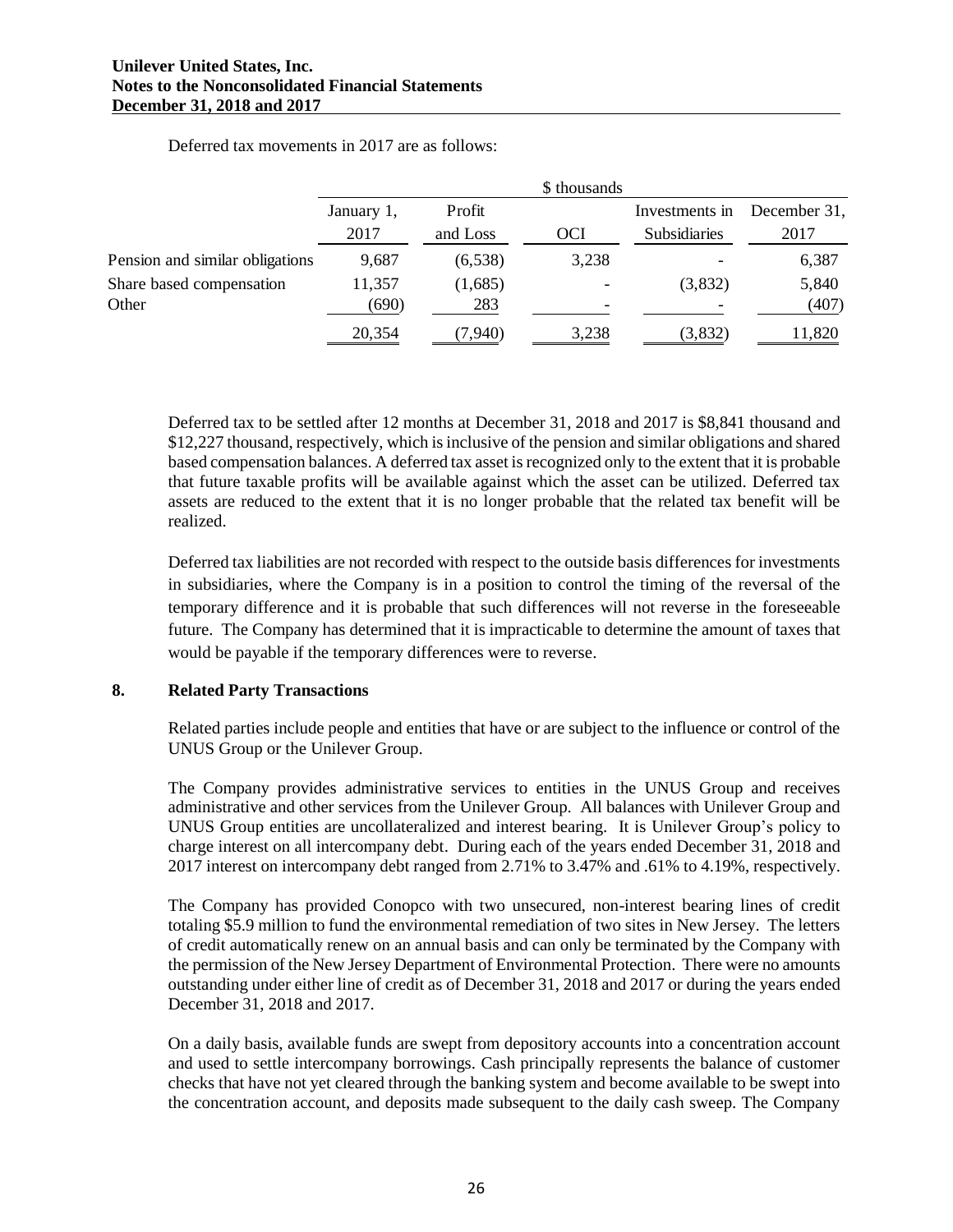Deferred tax movements in 2017 are as follows:

| | \$ thousands | | | | |
|---|---|---|---|---|---|
| | January 1, 2017 | Profit and Loss | OCI | Investments in Subsidiaries | December 31, 2017 |
| Pension and similar obligations | 9,687 | (6,538) | 3,238 | - | 6,387 |
| Share based compensation | 11,357 | (1,685) | - | (3,832) | 5,840 |
| Other | (690) | 283 | - | - | (407) |
| | 20,354 | (7,940) | 3,238 | (3,832) | 11,820 |

Deferred tax to be settled after 12 months at December 31, 2018 and 2017 is \$8,841 thousand and \$12,227 thousand, respectively, which is inclusive of the pension and similar obligations and shared based compensation balances. A deferred tax asset is recognized only to the extent that it is probable that future taxable profits will be available against which the asset can be utilized. Deferred tax assets are reduced to the extent that it is no longer probable that the related tax benefit will be realized.

Deferred tax liabilities are not recorded with respect to the outside basis differences for investments in subsidiaries, where the Company is in a position to control the timing of the reversal of the temporary difference and it is probable that such differences will not reverse in the foreseeable future. The Company has determined that it is impracticable to determine the amount of taxes that would be payable if the temporary differences were to reverse.

## 8. Related Party Transactions

Related parties include people and entities that have or are subject to the influence or control of the UNUS Group or the Unilever Group.

The Company provides administrative services to entities in the UNUS Group and receives administrative and other services from the Unilever Group. All balances with Unilever Group and UNUS Group entities are uncollateralized and interest bearing. It is Unilever Group's policy to charge interest on all intercompany debt. During each of the years ended December 31, 2018 and 2017 interest on intercompany debt ranged from 2.71% to 3.47% and .61% to 4.19%, respectively.

The Company has provided Conopco with two unsecured, non-interest bearing lines of credit totaling \$5.9 million to fund the environmental remediation of two sites in New Jersey. The letters of credit automatically renew on an annual basis and can only be terminated by the Company with the permission of the New Jersey Department of Environmental Protection. There were no amounts outstanding under either line of credit as of December 31, 2018 and 2017 or during the years ended December 31, 2018 and 2017.

On a daily basis, available funds are swept from depository accounts into a concentration account and used to settle intercompany borrowings. Cash principally represents the balance of customer checks that have not yet cleared through the banking system and become available to be swept into the concentration account, and deposits made subsequent to the daily cash sweep. The Company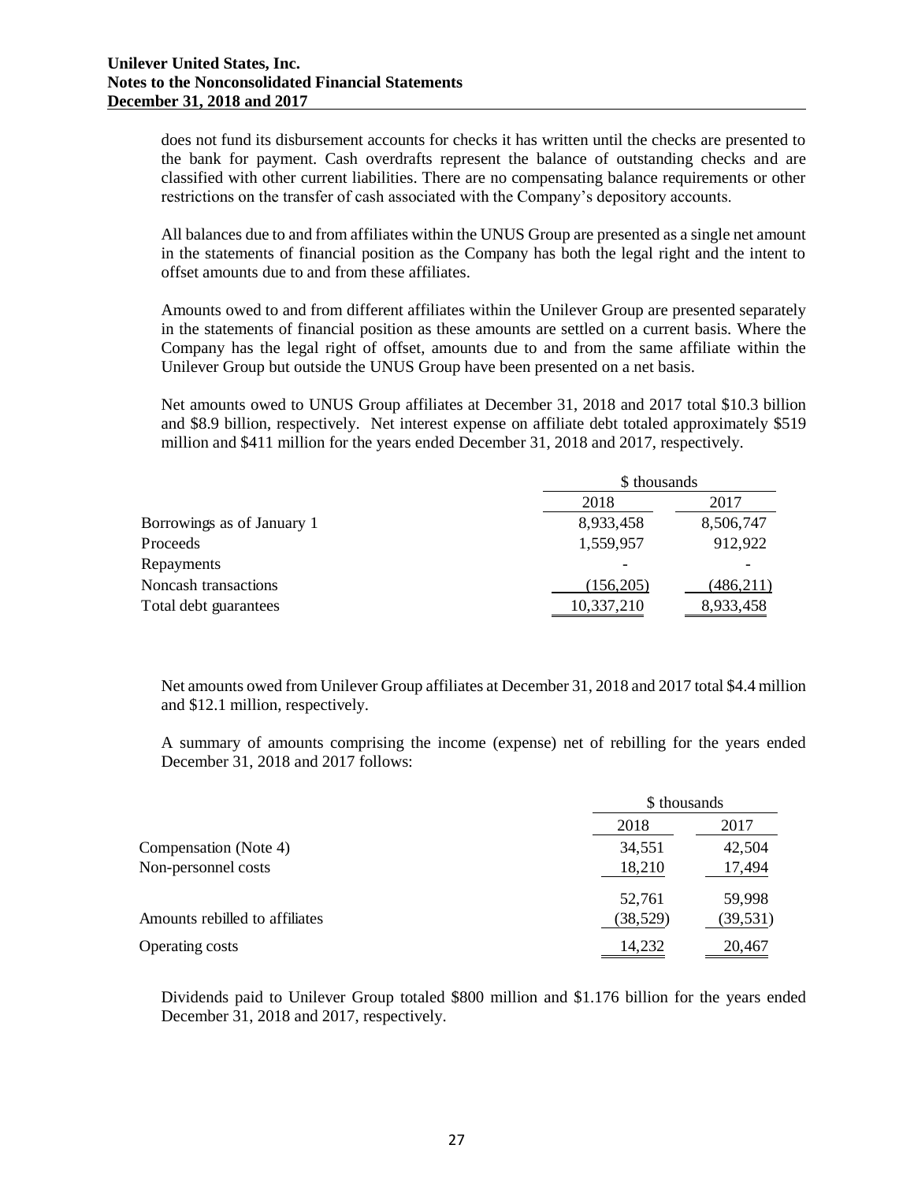does not fund its disbursement accounts for checks it has written until the checks are presented to the bank for payment. Cash overdrafts represent the balance of outstanding checks and are classified with other current liabilities. There are no compensating balance requirements or other restrictions on the transfer of cash associated with the Company's depository accounts.

All balances due to and from affiliates within the UNUS Group are presented as a single net amount in the statements of financial position as the Company has both the legal right and the intent to offset amounts due to and from these affiliates.

Amounts owed to and from different affiliates within the Unilever Group are presented separately in the statements of financial position as these amounts are settled on a current basis. Where the Company has the legal right of offset, amounts due to and from the same affiliate within the Unilever Group but outside the UNUS Group have been presented on a net basis.

Net amounts owed to UNUS Group affiliates at December 31, 2018 and 2017 total $10.3 billion and $8.9 billion, respectively. Net interest expense on affiliate debt totaled approximately $519 million and $411 million for the years ended December 31, 2018 and 2017, respectively.

| | $ thousands | |
|---|---|---|
| | 2018 | 2017 |
| Borrowings as of January 1 | 8,933,458 | 8,506,747 |
| Proceeds | 1,559,957 | 912,922 |
| Repayments | - | - |
| Noncash transactions | (156,205) | (486,211) |
| Total debt guarantees | 10,337,210 | 8,933,458 |

Net amounts owed from Unilever Group affiliates at December 31, 2018 and 2017 total $4.4 million and $12.1 million, respectively.

A summary of amounts comprising the income (expense) net of rebilling for the years ended December 31, 2018 and 2017 follows:

| | $ thousands | |
|---|---|---|
| | 2018 | 2017 |
| Compensation (Note 4) | 34,551 | 42,504 |
| Non-personnel costs | 18,210 | 17,494 |
| | 52,761 | 59,998 |
| Amounts rebilled to affiliates | (38,529) | (39,531) |
| Operating costs | 14,232 | 20,467 |

Dividends paid to Unilever Group totaled $800 million and $1.176 billion for the years ended December 31, 2018 and 2017, respectively.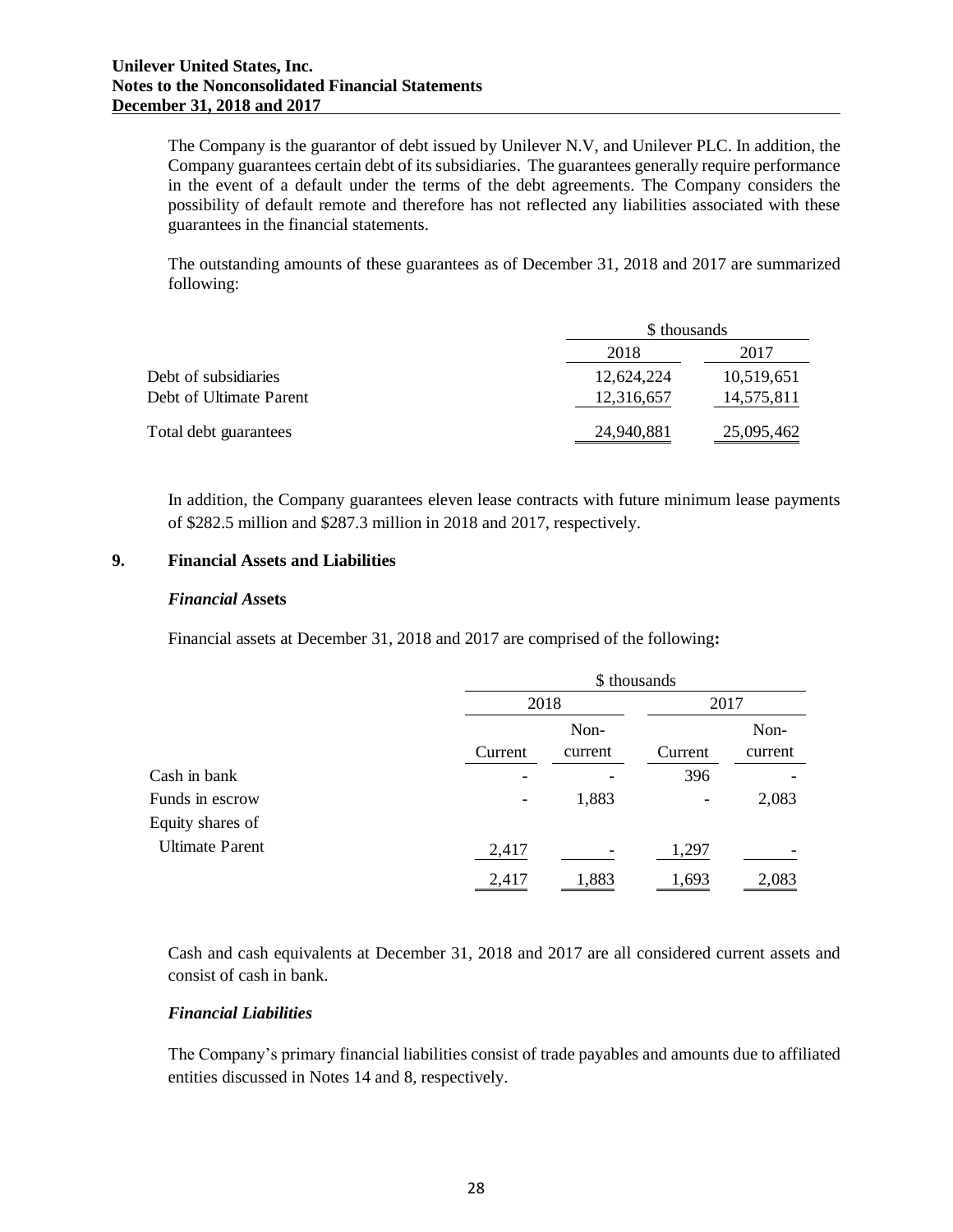The Company is the guarantor of debt issued by Unilever N.V, and Unilever PLC. In addition, the Company guarantees certain debt of its subsidiaries. The guarantees generally require performance in the event of a default under the terms of the debt agreements. The Company considers the possibility of default remote and therefore has not reflected any liabilities associated with these guarantees in the financial statements.

The outstanding amounts of these guarantees as of December 31, 2018 and 2017 are summarized following:

| | \$ thousands | |
|---|---|---|
| | 2018 | 2017 |
| Debt of subsidiaries | 12,624,224 | 10,519,651 |
| Debt of Ultimate Parent | 12,316,657 | 14,575,811 |
| Total debt guarantees | 24,940,881 | 25,095,462 |

In addition, the Company guarantees eleven lease contracts with future minimum lease payments of \$282.5 million and \$287.3 million in 2018 and 2017, respectively.

## 9. Financial Assets and Liabilities

### *Financial Assets*

Financial assets at December 31, 2018 and 2017 are comprised of the following**:**

| | \$ thousands | | | |
|---|---|---|---|---|
| | 2018 | | 2017 | |
| | Current | Non-current | Current | Non-current |
| Cash in bank | - | - | 396 | - |
| Funds in escrow | - | 1,883 | - | 2,083 |
| Equity shares of Ultimate Parent | 2,417 | - | 1,297 | - |
| | 2,417 | 1,883 | 1,693 | 2,083 |

Cash and cash equivalents at December 31, 2018 and 2017 are all considered current assets and consist of cash in bank.

### *Financial Liabilities*

The Company's primary financial liabilities consist of trade payables and amounts due to affiliated entities discussed in Notes 14 and 8, respectively.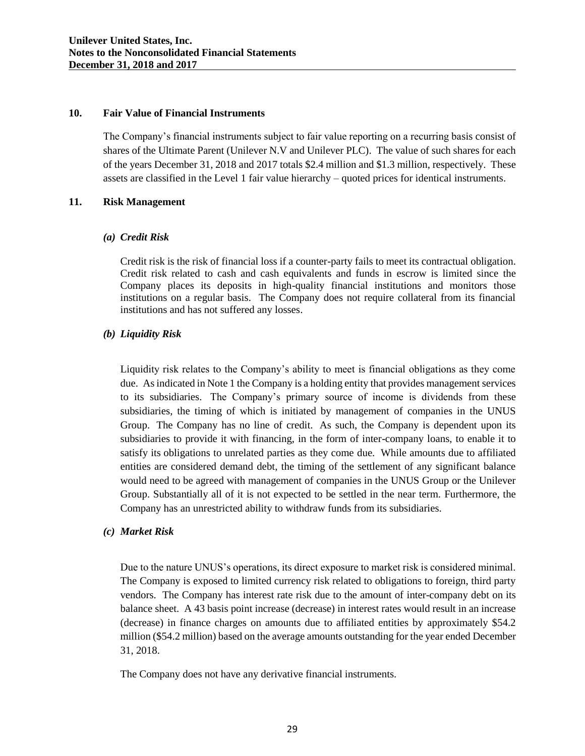## 10. Fair Value of Financial Instruments

The Company's financial instruments subject to fair value reporting on a recurring basis consist of shares of the Ultimate Parent (Unilever N.V and Unilever PLC). The value of such shares for each of the years December 31, 2018 and 2017 totals \$2.4 million and \$1.3 million, respectively. These assets are classified in the Level 1 fair value hierarchy – quoted prices for identical instruments.

## 11. Risk Management

### *(a) Credit Risk*

Credit risk is the risk of financial loss if a counter-party fails to meet its contractual obligation. Credit risk related to cash and cash equivalents and funds in escrow is limited since the Company places its deposits in high-quality financial institutions and monitors those institutions on a regular basis. The Company does not require collateral from its financial institutions and has not suffered any losses.

### *(b) Liquidity Risk*

Liquidity risk relates to the Company's ability to meet is financial obligations as they come due. As indicated in Note 1 the Company is a holding entity that provides management services to its subsidiaries. The Company's primary source of income is dividends from these subsidiaries, the timing of which is initiated by management of companies in the UNUS Group. The Company has no line of credit. As such, the Company is dependent upon its subsidiaries to provide it with financing, in the form of inter-company loans, to enable it to satisfy its obligations to unrelated parties as they come due. While amounts due to affiliated entities are considered demand debt, the timing of the settlement of any significant balance would need to be agreed with management of companies in the UNUS Group or the Unilever Group. Substantially all of it is not expected to be settled in the near term. Furthermore, the Company has an unrestricted ability to withdraw funds from its subsidiaries.

### *(c) Market Risk*

Due to the nature UNUS's operations, its direct exposure to market risk is considered minimal. The Company is exposed to limited currency risk related to obligations to foreign, third party vendors. The Company has interest rate risk due to the amount of inter-company debt on its balance sheet. A 43 basis point increase (decrease) in interest rates would result in an increase (decrease) in finance charges on amounts due to affiliated entities by approximately \$54.2 million (\$54.2 million) based on the average amounts outstanding for the year ended December 31, 2018.

The Company does not have any derivative financial instruments.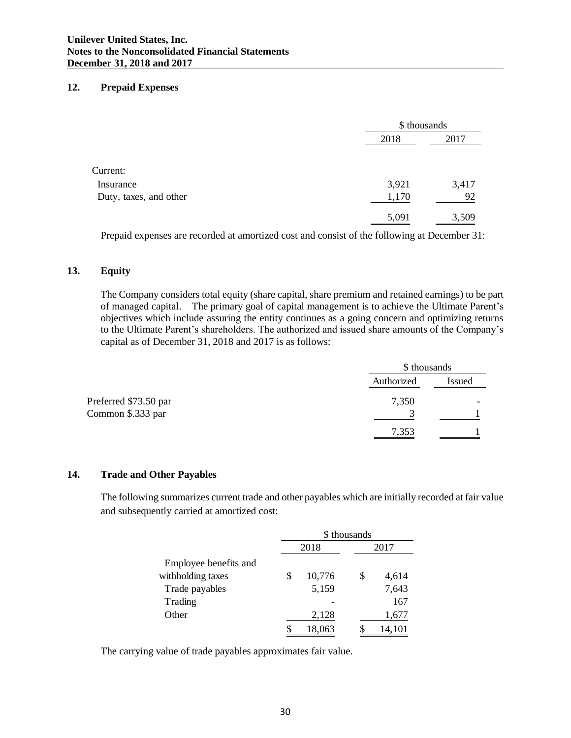## 12. Prepaid Expenses

| | \$ thousands | |
|---|---|---|
| | 2018 | 2017 |
| Current: | | |
| Insurance | 3,921 | 3,417 |
| Duty, taxes, and other | 1,170 | 92 |
| | 5,091 | 3,509 |

Prepaid expenses are recorded at amortized cost and consist of the following at December 31:

## 13. Equity

The Company considers total equity (share capital, share premium and retained earnings) to be part of managed capital. The primary goal of capital management is to achieve the Ultimate Parent's objectives which include assuring the entity continues as a going concern and optimizing returns to the Ultimate Parent's shareholders. The authorized and issued share amounts of the Company's capital as of December 31, 2018 and 2017 is as follows:

| | \$ thousands | |
|---|---|---|
| | Authorized | Issued |
| Preferred \$73.50 par | 7,350 | - |
| Common \$.333 par | 3 | 1 |
| | 7,353 | 1 |

## 14. Trade and Other Payables

The following summarizes current trade and other payables which are initially recorded at fair value and subsequently carried at amortized cost:

| | \$ thousands | |
|---|---|---|
| | 2018 | 2017 |
| Employee benefits and withholding taxes | \$ 10,776 | \$ 4,614 |
| Trade payables | 5,159 | 7,643 |
| Trading | - | 167 |
| Other | 2,128 | 1,677 |
| | \$ 18,063 | \$ 14,101 |

The carrying value of trade payables approximates fair value.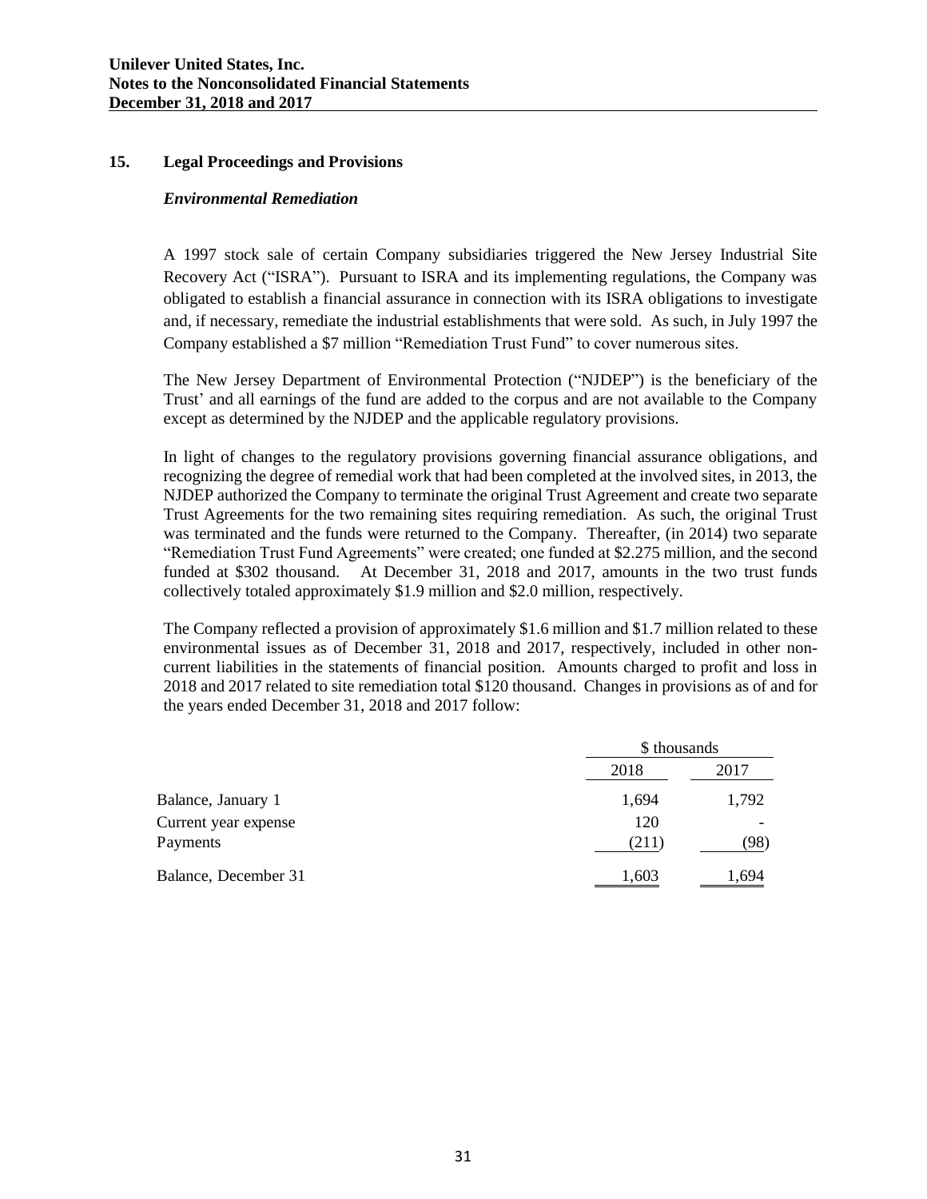## 15. Legal Proceedings and Provisions

### *Environmental Remediation*

A 1997 stock sale of certain Company subsidiaries triggered the New Jersey Industrial Site Recovery Act ("ISRA"). Pursuant to ISRA and its implementing regulations, the Company was obligated to establish a financial assurance in connection with its ISRA obligations to investigate and, if necessary, remediate the industrial establishments that were sold. As such, in July 1997 the Company established a $7 million "Remediation Trust Fund" to cover numerous sites.

The New Jersey Department of Environmental Protection ("NJDEP") is the beneficiary of the Trust' and all earnings of the fund are added to the corpus and are not available to the Company except as determined by the NJDEP and the applicable regulatory provisions.

In light of changes to the regulatory provisions governing financial assurance obligations, and recognizing the degree of remedial work that had been completed at the involved sites, in 2013, the NJDEP authorized the Company to terminate the original Trust Agreement and create two separate Trust Agreements for the two remaining sites requiring remediation. As such, the original Trust was terminated and the funds were returned to the Company. Thereafter, (in 2014) two separate "Remediation Trust Fund Agreements" were created; one funded at $2.275 million, and the second funded at $302 thousand. At December 31, 2018 and 2017, amounts in the two trust funds collectively totaled approximately $1.9 million and $2.0 million, respectively.

The Company reflected a provision of approximately $1.6 million and $1.7 million related to these environmental issues as of December 31, 2018 and 2017, respectively, included in other non-current liabilities in the statements of financial position. Amounts charged to profit and loss in 2018 and 2017 related to site remediation total $120 thousand. Changes in provisions as of and for the years ended December 31, 2018 and 2017 follow:

| | $ thousands | |
|---|---|---|
| | 2018 | 2017 |
| Balance, January 1 | 1,694 | 1,792 |
| Current year expense | 120 | - |
| Payments | (211) | (98) |
| Balance, December 31 | 1,603 | 1,694 |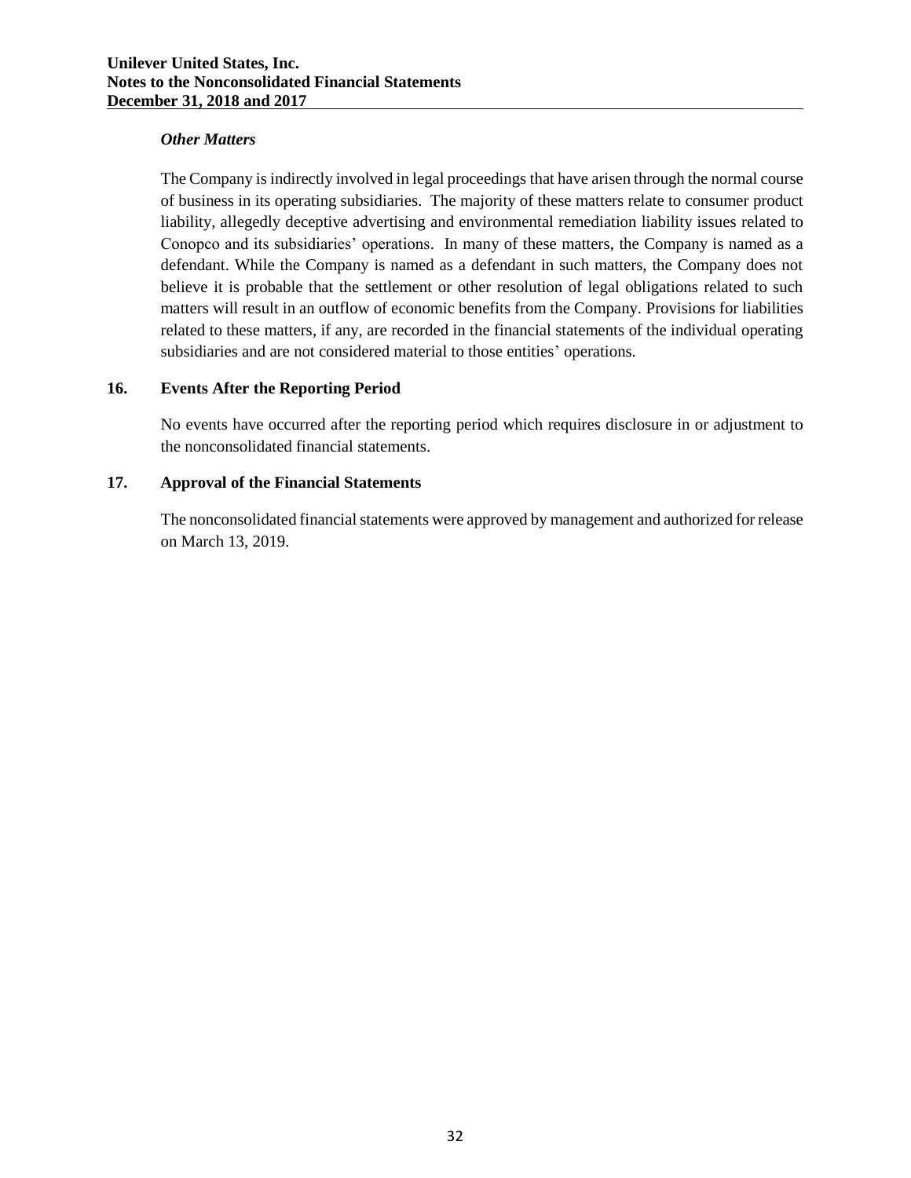### *Other Matters*

The Company is indirectly involved in legal proceedings that have arisen through the normal course of business in its operating subsidiaries. The majority of these matters relate to consumer product liability, allegedly deceptive advertising and environmental remediation liability issues related to Conopco and its subsidiaries' operations. In many of these matters, the Company is named as a defendant. While the Company is named as a defendant in such matters, the Company does not believe it is probable that the settlement or other resolution of legal obligations related to such matters will result in an outflow of economic benefits from the Company. Provisions for liabilities related to these matters, if any, are recorded in the financial statements of the individual operating subsidiaries and are not considered material to those entities' operations.

## 16. Events After the Reporting Period

No events have occurred after the reporting period which requires disclosure in or adjustment to the nonconsolidated financial statements.

## 17. Approval of the Financial Statements

The nonconsolidated financial statements were approved by management and authorized for release on March 13, 2019.